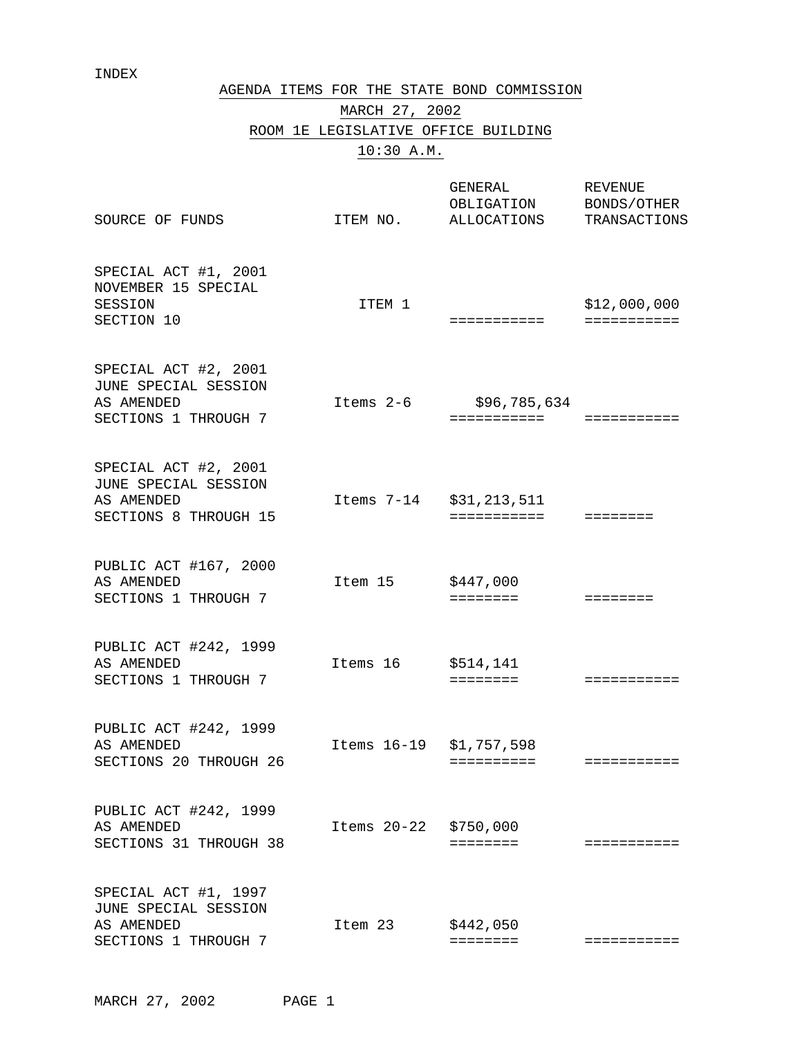INDEX

# AGENDA ITEMS FOR THE STATE BOND COMMISSION

## MARCH 27, 2002

## ROOM 1E LEGISLATIVE OFFICE BUILDING

## 10:30 A.M.

| SOURCE OF FUNDS | ITEM NO. | GENERAL OBLIGATION ALLOCATIONS | REVENUE BONDS/OTHER TRANSACTIONS |
|---|---|---|---|
| SPECIAL ACT #1, 2001 NOVEMBER 15 SPECIAL SESSION SECTION 10 | ITEM 1 | =========== | $12,000,000 =========== |
| SPECIAL ACT #2, 2001 JUNE SPECIAL SESSION AS AMENDED SECTIONS 1 THROUGH 7 | Items 2-6 | $96,785,634 =========== | =========== |
| SPECIAL ACT #2, 2001 JUNE SPECIAL SESSION AS AMENDED SECTIONS 8 THROUGH 15 | Items 7-14 | $31,213,511 =========== | ======== |
| PUBLIC ACT #167, 2000 AS AMENDED SECTIONS 1 THROUGH 7 | Item 15 | $447,000 ======== | ======== |
| PUBLIC ACT #242, 1999 AS AMENDED SECTIONS 1 THROUGH 7 | Items 16 | $514,141 ======== | =========== |
| PUBLIC ACT #242, 1999 AS AMENDED SECTIONS 20 THROUGH 26 | Items 16-19 | $1,757,598 ========== | =========== |
| PUBLIC ACT #242, 1999 AS AMENDED SECTIONS 31 THROUGH 38 | Items 20-22 | $750,000 ======== | =========== |
| SPECIAL ACT #1, 1997 JUNE SPECIAL SESSION AS AMENDED SECTIONS 1 THROUGH 7 | Item 23 | $442,050 ======== | =========== |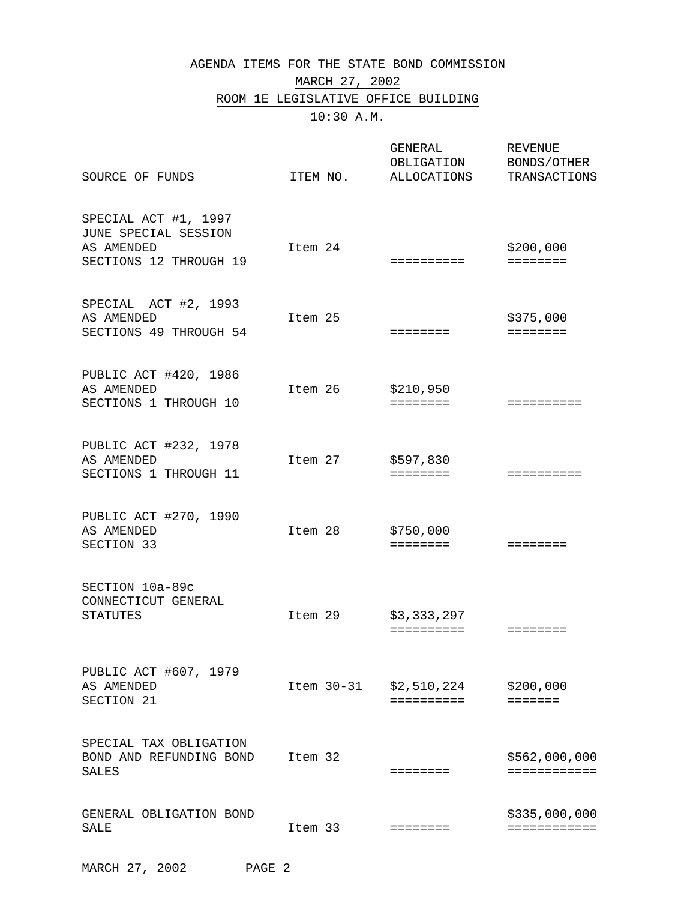AGENDA ITEMS FOR THE STATE BOND COMMISSION

MARCH 27, 2002

ROOM 1E LEGISLATIVE OFFICE BUILDING

10:30 A.M.

| SOURCE OF FUNDS | ITEM NO. | GENERAL OBLIGATION ALLOCATIONS | REVENUE BONDS/OTHER TRANSACTIONS |
|---|---|---|---|
| SPECIAL ACT #1, 1997 JUNE SPECIAL SESSION AS AMENDED SECTIONS 12 THROUGH 19 | Item 24 | | $200,000 |
| SPECIAL ACT #2, 1993 AS AMENDED SECTIONS 49 THROUGH 54 | Item 25 | | $375,000 |
| PUBLIC ACT #420, 1986 AS AMENDED SECTIONS 1 THROUGH 10 | Item 26 | $210,950 | |
| PUBLIC ACT #232, 1978 AS AMENDED SECTIONS 1 THROUGH 11 | Item 27 | $597,830 | |
| PUBLIC ACT #270, 1990 AS AMENDED SECTION 33 | Item 28 | $750,000 | |
| SECTION 10a-89c CONNECTICUT GENERAL STATUTES | Item 29 | $3,333,297 | |
| PUBLIC ACT #607, 1979 AS AMENDED SECTION 21 | Item 30-31 | $2,510,224 | $200,000 |
| SPECIAL TAX OBLIGATION BOND AND REFUNDING BOND SALES | Item 32 | | $562,000,000 |
| GENERAL OBLIGATION BOND SALE | Item 33 | | $335,000,000 |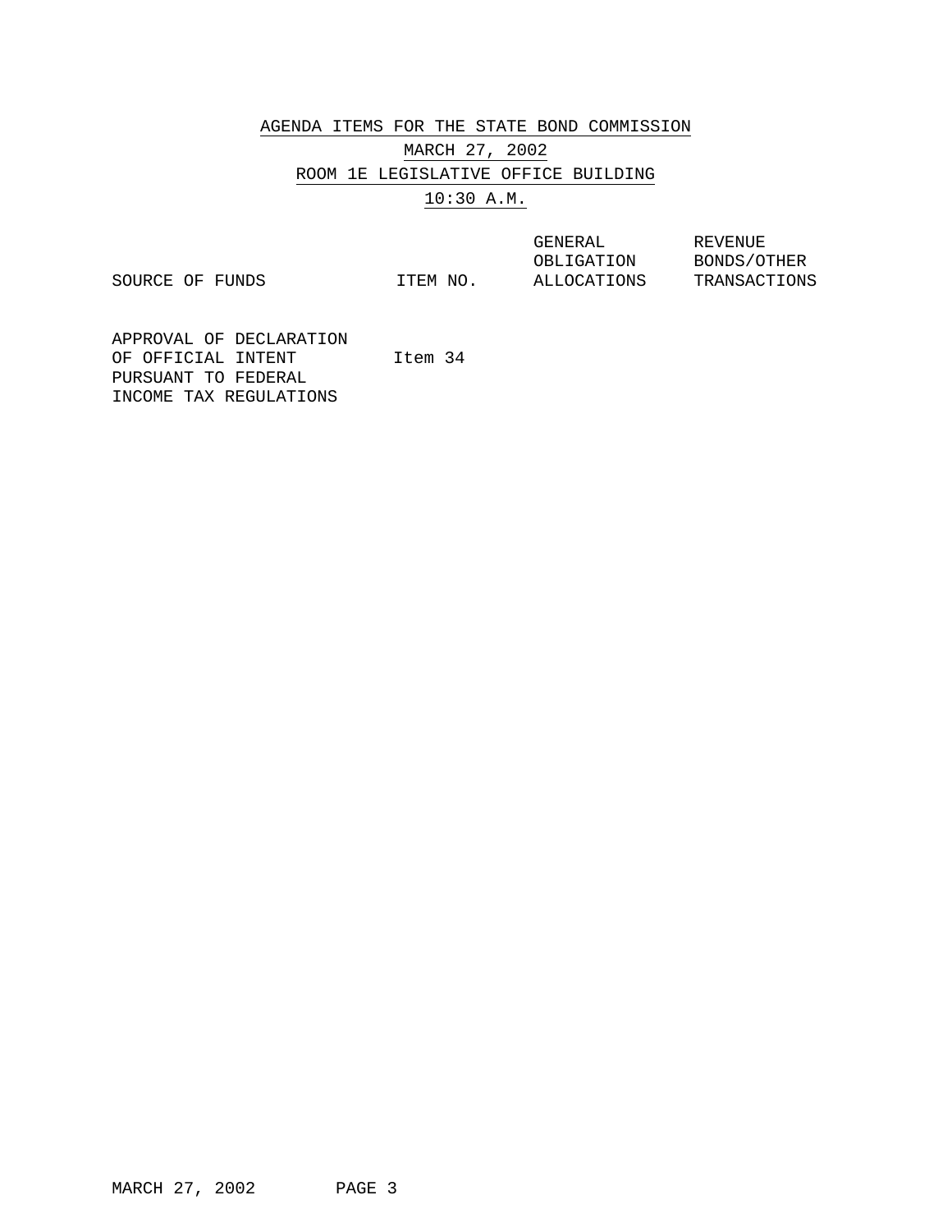AGENDA ITEMS FOR THE STATE BOND COMMISSION

MARCH 27, 2002

ROOM 1E LEGISLATIVE OFFICE BUILDING

10:30 A.M.

| SOURCE OF FUNDS | ITEM NO. | GENERAL OBLIGATION ALLOCATIONS | REVENUE BONDS/OTHER TRANSACTIONS |
|---|---|---|---|
| APPROVAL OF DECLARATION OF OFFICIAL INTENT PURSUANT TO FEDERAL INCOME TAX REGULATIONS | Item 34 | | |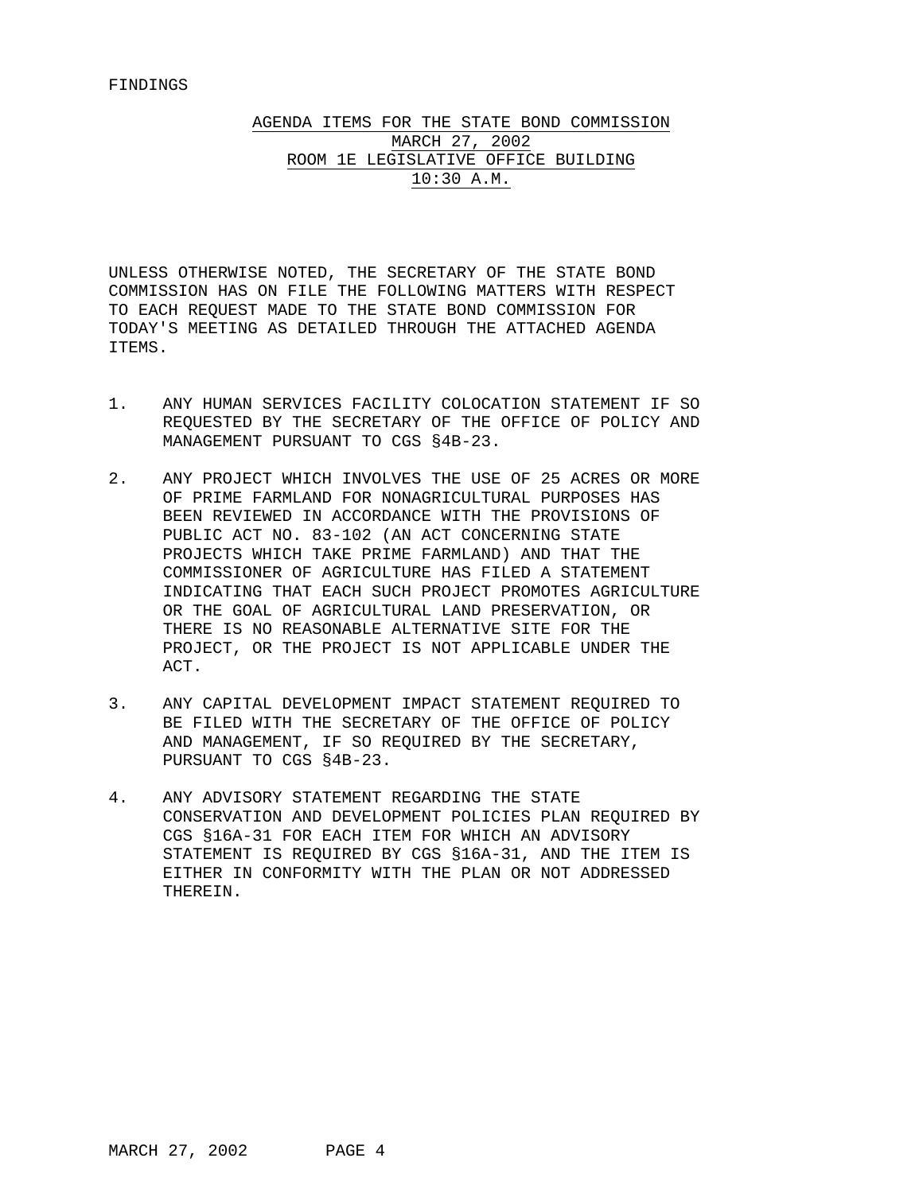FINDINGS

## AGENDA ITEMS FOR THE STATE BOND COMMISSION
## MARCH 27, 2002
## ROOM 1E LEGISLATIVE OFFICE BUILDING
## 10:30 A.M.

UNLESS OTHERWISE NOTED, THE SECRETARY OF THE STATE BOND COMMISSION HAS ON FILE THE FOLLOWING MATTERS WITH RESPECT TO EACH REQUEST MADE TO THE STATE BOND COMMISSION FOR TODAY'S MEETING AS DETAILED THROUGH THE ATTACHED AGENDA ITEMS.

1. ANY HUMAN SERVICES FACILITY COLOCATION STATEMENT IF SO REQUESTED BY THE SECRETARY OF THE OFFICE OF POLICY AND MANAGEMENT PURSUANT TO CGS §4B-23.

2. ANY PROJECT WHICH INVOLVES THE USE OF 25 ACRES OR MORE OF PRIME FARMLAND FOR NONAGRICULTURAL PURPOSES HAS BEEN REVIEWED IN ACCORDANCE WITH THE PROVISIONS OF PUBLIC ACT NO. 83-102 (AN ACT CONCERNING STATE PROJECTS WHICH TAKE PRIME FARMLAND) AND THAT THE COMMISSIONER OF AGRICULTURE HAS FILED A STATEMENT INDICATING THAT EACH SUCH PROJECT PROMOTES AGRICULTURE OR THE GOAL OF AGRICULTURAL LAND PRESERVATION, OR THERE IS NO REASONABLE ALTERNATIVE SITE FOR THE PROJECT, OR THE PROJECT IS NOT APPLICABLE UNDER THE ACT.

3. ANY CAPITAL DEVELOPMENT IMPACT STATEMENT REQUIRED TO BE FILED WITH THE SECRETARY OF THE OFFICE OF POLICY AND MANAGEMENT, IF SO REQUIRED BY THE SECRETARY, PURSUANT TO CGS §4B-23.

4. ANY ADVISORY STATEMENT REGARDING THE STATE CONSERVATION AND DEVELOPMENT POLICIES PLAN REQUIRED BY CGS §16A-31 FOR EACH ITEM FOR WHICH AN ADVISORY STATEMENT IS REQUIRED BY CGS §16A-31, AND THE ITEM IS EITHER IN CONFORMITY WITH THE PLAN OR NOT ADDRESSED THEREIN.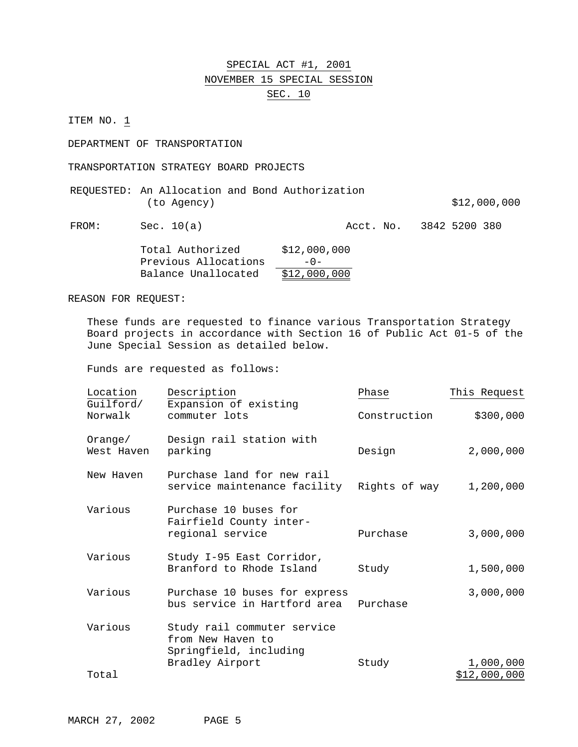# SPECIAL ACT #1, 2001
## NOVEMBER 15 SPECIAL SESSION
### SEC. 10

ITEM NO. 1

DEPARTMENT OF TRANSPORTATION

TRANSPORTATION STRATEGY BOARD PROJECTS

REQUESTED: An Allocation and Bond Authorization (to Agency) $12,000,000

FROM: Sec. 10(a) Acct. No. 3842 5200 380

| | |
|---|---|
| Total Authorized | $12,000,000 |
| Previous Allocations | -0- |
| Balance Unallocated | $12,000,000 |

REASON FOR REQUEST:

These funds are requested to finance various Transportation Strategy Board projects in accordance with Section 16 of Public Act 01-5 of the June Special Session as detailed below.

Funds are requested as follows:

| Location | Description | Phase | This Request |
|---|---|---|---|
| Guilford/ Norwalk | Expansion of existing commuter lots | Construction | $300,000 |
| Orange/ West Haven | Design rail station with parking | Design | 2,000,000 |
| New Haven | Purchase land for new rail service maintenance facility | Rights of way | 1,200,000 |
| Various | Purchase 10 buses for Fairfield County inter-regional service | Purchase | 3,000,000 |
| Various | Study I-95 East Corridor, Branford to Rhode Island | Study | 1,500,000 |
| Various | Purchase 10 buses for express bus service in Hartford area | Purchase | 3,000,000 |
| Various | Study rail commuter service from New Haven to Springfield, including Bradley Airport | Study | 1,000,000 |
| Total | | | $12,000,000 |

MARCH 27, 2002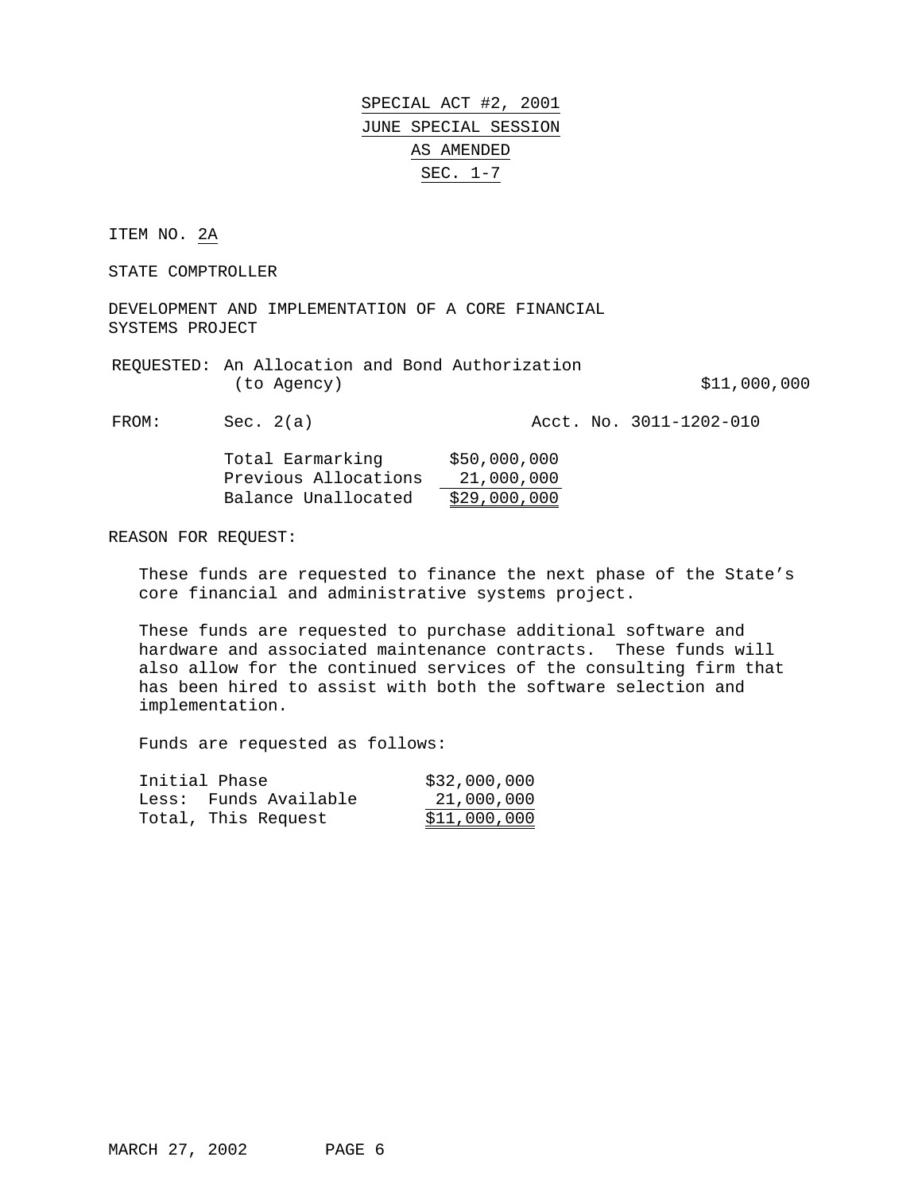SPECIAL ACT #2, 2001
JUNE SPECIAL SESSION
AS AMENDED
SEC. 1-7

ITEM NO. 2A

STATE COMPTROLLER

DEVELOPMENT AND IMPLEMENTATION OF A CORE FINANCIAL SYSTEMS PROJECT

REQUESTED: An Allocation and Bond Authorization (to Agency) $11,000,000

FROM: Sec. 2(a) Acct. No. 3011-1202-010

| | |
|---|---|
| Total Earmarking | $50,000,000 |
| Previous Allocations | 21,000,000 |
| Balance Unallocated | $29,000,000 |

REASON FOR REQUEST:

These funds are requested to finance the next phase of the State's core financial and administrative systems project.

These funds are requested to purchase additional software and hardware and associated maintenance contracts. These funds will also allow for the continued services of the consulting firm that has been hired to assist with both the software selection and implementation.

Funds are requested as follows:

| | |
|---|---|
| Initial Phase | $32,000,000 |
| Less: Funds Available | 21,000,000 |
| Total, This Request | $11,000,000 |

MARCH 27, 2002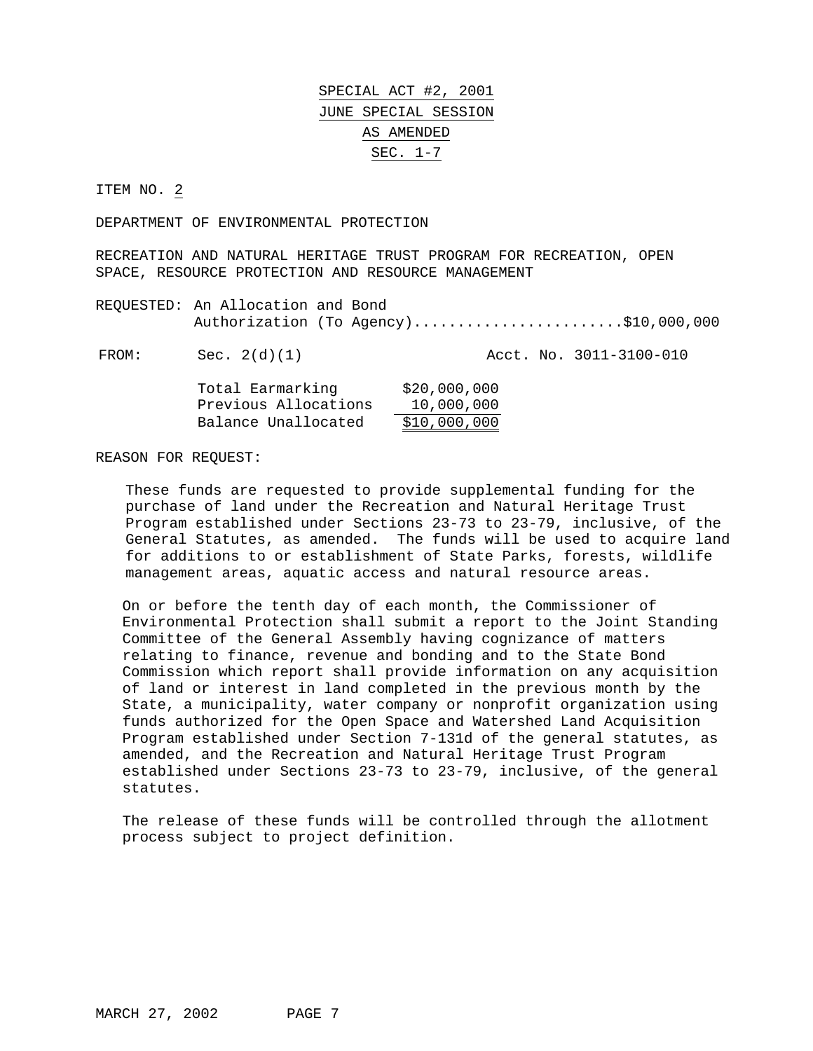# SPECIAL ACT #2, 2001
# JUNE SPECIAL SESSION
# AS AMENDED
# SEC. 1-7

ITEM NO. 2

DEPARTMENT OF ENVIRONMENTAL PROTECTION

RECREATION AND NATURAL HERITAGE TRUST PROGRAM FOR RECREATION, OPEN SPACE, RESOURCE PROTECTION AND RESOURCE MANAGEMENT

REQUESTED: An Allocation and Bond Authorization (To Agency).......................$10,000,000

FROM: Sec. 2(d)(1) Acct. No. 3011-3100-010

| | |
|---|---|
| Total Earmarking | $20,000,000 |
| Previous Allocations | 10,000,000 |
| Balance Unallocated | $10,000,000 |

REASON FOR REQUEST:

These funds are requested to provide supplemental funding for the purchase of land under the Recreation and Natural Heritage Trust Program established under Sections 23-73 to 23-79, inclusive, of the General Statutes, as amended. The funds will be used to acquire land for additions to or establishment of State Parks, forests, wildlife management areas, aquatic access and natural resource areas.

On or before the tenth day of each month, the Commissioner of Environmental Protection shall submit a report to the Joint Standing Committee of the General Assembly having cognizance of matters relating to finance, revenue and bonding and to the State Bond Commission which report shall provide information on any acquisition of land or interest in land completed in the previous month by the State, a municipality, water company or nonprofit organization using funds authorized for the Open Space and Watershed Land Acquisition Program established under Section 7-131d of the general statutes, as amended, and the Recreation and Natural Heritage Trust Program established under Sections 23-73 to 23-79, inclusive, of the general statutes.

The release of these funds will be controlled through the allotment process subject to project definition.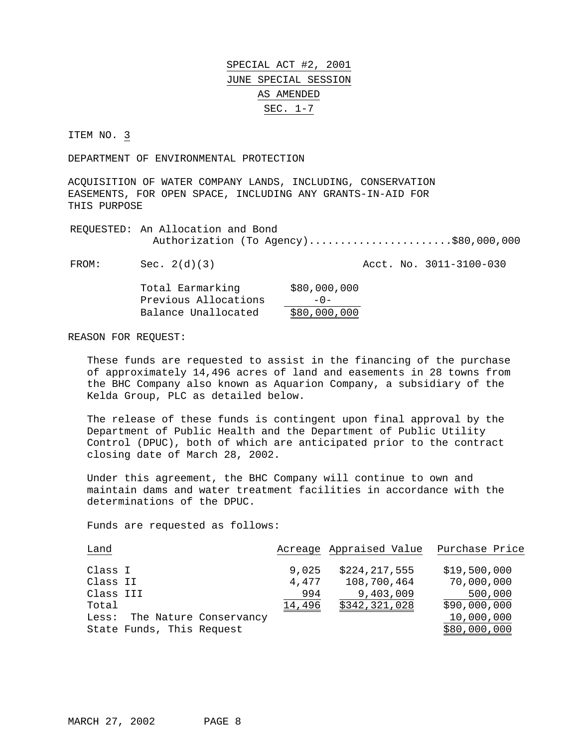SPECIAL ACT #2, 2001
JUNE SPECIAL SESSION
AS AMENDED
SEC. 1-7

ITEM NO. 3

DEPARTMENT OF ENVIRONMENTAL PROTECTION

ACQUISITION OF WATER COMPANY LANDS, INCLUDING, CONSERVATION EASEMENTS, FOR OPEN SPACE, INCLUDING ANY GRANTS-IN-AID FOR THIS PURPOSE

REQUESTED: An Allocation and Bond Authorization (To Agency).......................$80,000,000

FROM: Sec. 2(d)(3) Acct. No. 3011-3100-030

| | |
|---|---|
| Total Earmarking | $80,000,000 |
| Previous Allocations | -0- |
| Balance Unallocated | $80,000,000 |

REASON FOR REQUEST:

These funds are requested to assist in the financing of the purchase of approximately 14,496 acres of land and easements in 28 towns from the BHC Company also known as Aquarion Company, a subsidiary of the Kelda Group, PLC as detailed below.

The release of these funds is contingent upon final approval by the Department of Public Health and the Department of Public Utility Control (DPUC), both of which are anticipated prior to the contract closing date of March 28, 2002.

Under this agreement, the BHC Company will continue to own and maintain dams and water treatment facilities in accordance with the determinations of the DPUC.

Funds are requested as follows:

| Land | Acreage | Appraised Value | Purchase Price |
|---|---|---|---|
| Class I | 9,025 | $224,217,555 | $19,500,000 |
| Class II | 4,477 | 108,700,464 | 70,000,000 |
| Class III | 994 | 9,403,009 | 500,000 |
| Total | 14,496 | $342,321,028 | $90,000,000 |
| Less: The Nature Conservancy | | | 10,000,000 |
| State Funds, This Request | | | $80,000,000 |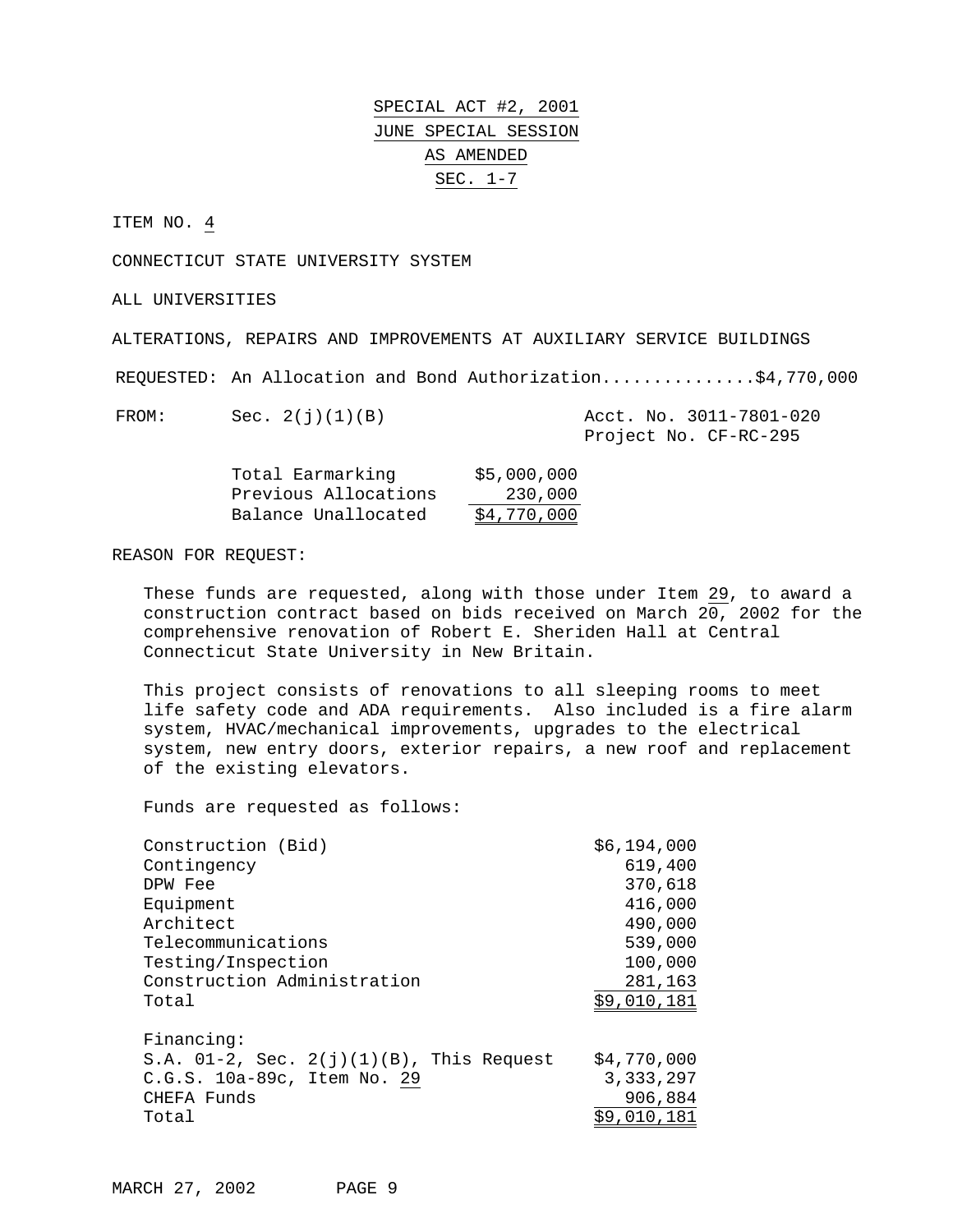# SPECIAL ACT #2, 2001
# JUNE SPECIAL SESSION
# AS AMENDED
# SEC. 1-7

ITEM NO. 4

CONNECTICUT STATE UNIVERSITY SYSTEM

ALL UNIVERSITIES

ALTERATIONS, REPAIRS AND IMPROVEMENTS AT AUXILIARY SERVICE BUILDINGS

REQUESTED: An Allocation and Bond Authorization..............$4,770,000

FROM: Sec. 2(j)(1)(B) — Acct. No. 3011-7801-020, Project No. CF-RC-295

| | |
|---|---|
| Total Earmarking | $5,000,000 |
| Previous Allocations | 230,000 |
| Balance Unallocated | $4,770,000 |

REASON FOR REQUEST:

These funds are requested, along with those under Item 29, to award a construction contract based on bids received on March 20, 2002 for the comprehensive renovation of Robert E. Sheriden Hall at Central Connecticut State University in New Britain.

This project consists of renovations to all sleeping rooms to meet life safety code and ADA requirements. Also included is a fire alarm system, HVAC/mechanical improvements, upgrades to the electrical system, new entry doors, exterior repairs, a new roof and replacement of the existing elevators.

Funds are requested as follows:

| | |
|---|---|
| Construction (Bid) | $6,194,000 |
| Contingency | 619,400 |
| DPW Fee | 370,618 |
| Equipment | 416,000 |
| Architect | 490,000 |
| Telecommunications | 539,000 |
| Testing/Inspection | 100,000 |
| Construction Administration | 281,163 |
| Total | $9,010,181 |

| Financing: | |
|---|---|
| S.A. 01-2, Sec. 2(j)(1)(B), This Request | $4,770,000 |
| C.G.S. 10a-89c, Item No. 29 | 3,333,297 |
| CHEFA Funds | 906,884 |
| Total | $9,010,181 |

MARCH 27, 2002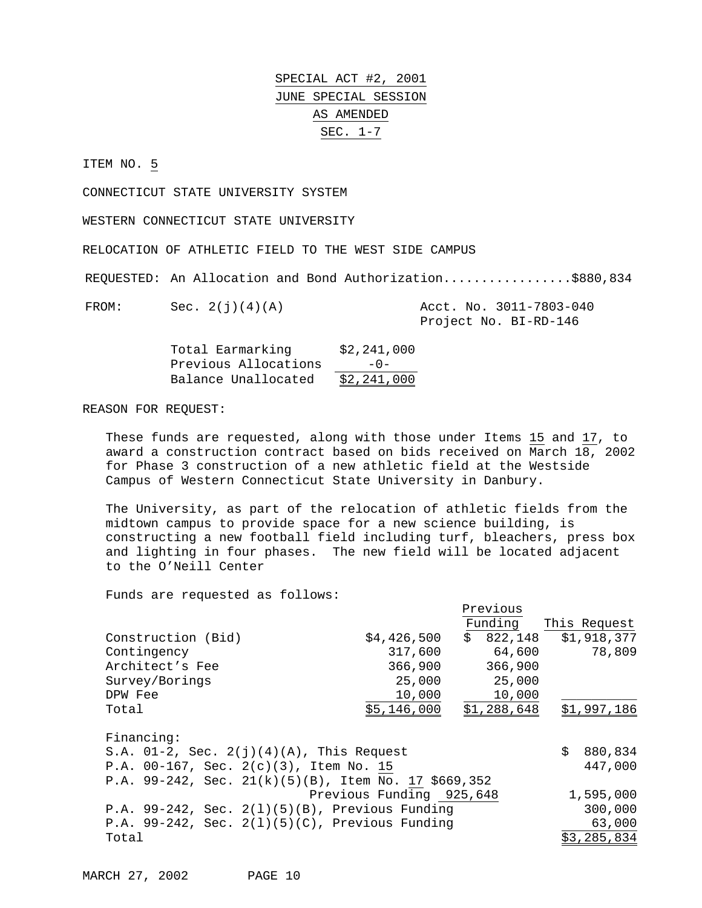SPECIAL ACT #2, 2001
JUNE SPECIAL SESSION
AS AMENDED
SEC. 1-7

ITEM NO. 5

CONNECTICUT STATE UNIVERSITY SYSTEM

WESTERN CONNECTICUT STATE UNIVERSITY

RELOCATION OF ATHLETIC FIELD TO THE WEST SIDE CAMPUS

REQUESTED: An Allocation and Bond Authorization................$880,834

FROM: Sec. 2(j)(4)(A) — Acct. No. 3011-7803-040, Project No. BI-RD-146

| | |
|---|---|
| Total Earmarking | $2,241,000 |
| Previous Allocations | -0- |
| Balance Unallocated | $2,241,000 |

REASON FOR REQUEST:

These funds are requested, along with those under Items 15 and 17, to award a construction contract based on bids received on March 18, 2002 for Phase 3 construction of a new athletic field at the Westside Campus of Western Connecticut State University in Danbury.

The University, as part of the relocation of athletic fields from the midtown campus to provide space for a new science building, is constructing a new football field including turf, bleachers, press box and lighting in four phases. The new field will be located adjacent to the O'Neill Center

Funds are requested as follows:

| | | Previous Funding | This Request |
|---|---|---|---|
| Construction (Bid) | $4,426,500 | $ 822,148 | $1,918,377 |
| Contingency | 317,600 | 64,600 | 78,809 |
| Architect's Fee | 366,900 | 366,900 | |
| Survey/Borings | 25,000 | 25,000 | |
| DPW Fee | 10,000 | 10,000 | |
| Total | $5,146,000 | $1,288,648 | $1,997,186 |

Financing:

| | | |
|---|---|---|
| S.A. 01-2, Sec. 2(j)(4)(A), This Request | | $ 880,834 |
| P.A. 00-167, Sec. 2(c)(3), Item No. 15 | | 447,000 |
| P.A. 99-242, Sec. 21(k)(5)(B), Item No. 17 | $669,352 | |
| Previous Funding | 925,648 | 1,595,000 |
| P.A. 99-242, Sec. 2(l)(5)(B), Previous Funding | | 300,000 |
| P.A. 99-242, Sec. 2(l)(5)(C), Previous Funding | | 63,000 |
| Total | | $3,285,834 |

MARCH 27, 2002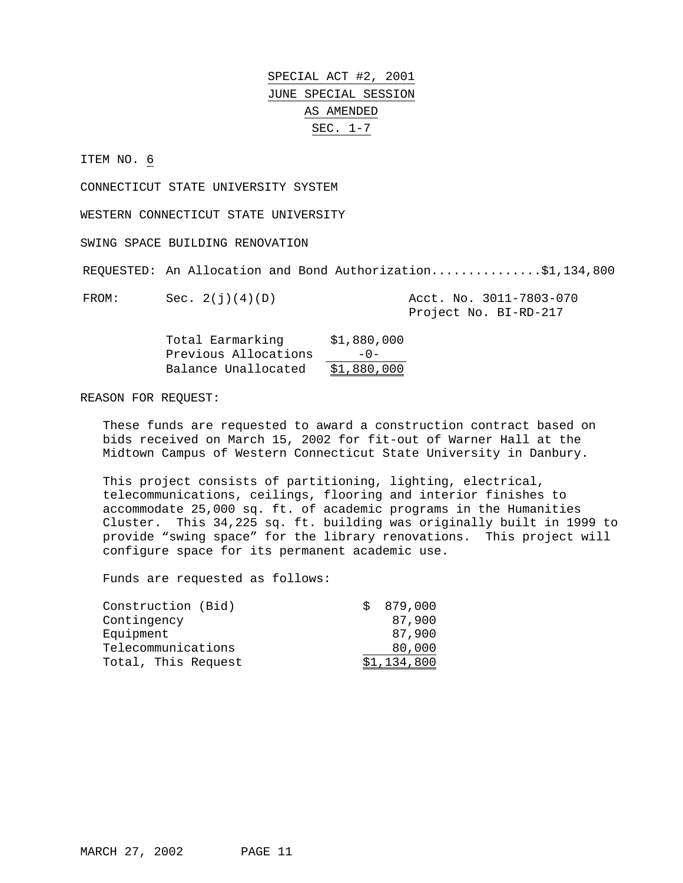# SPECIAL ACT #2, 2001
# JUNE SPECIAL SESSION
# AS AMENDED
# SEC. 1-7

ITEM NO. 6

CONNECTICUT STATE UNIVERSITY SYSTEM

WESTERN CONNECTICUT STATE UNIVERSITY

SWING SPACE BUILDING RENOVATION

REQUESTED: An Allocation and Bond Authorization..............$1,134,800

FROM: Sec. 2(j)(4)(D) — Acct. No. 3011-7803-070, Project No. BI-RD-217

| | |
|---|---|
| Total Earmarking | $1,880,000 |
| Previous Allocations | -0- |
| Balance Unallocated | $1,880,000 |

REASON FOR REQUEST:

These funds are requested to award a construction contract based on bids received on March 15, 2002 for fit-out of Warner Hall at the Midtown Campus of Western Connecticut State University in Danbury.

This project consists of partitioning, lighting, electrical, telecommunications, ceilings, flooring and interior finishes to accommodate 25,000 sq. ft. of academic programs in the Humanities Cluster. This 34,225 sq. ft. building was originally built in 1999 to provide "swing space" for the library renovations. This project will configure space for its permanent academic use.

Funds are requested as follows:

| | |
|---|---|
| Construction (Bid) | $ 879,000 |
| Contingency | 87,900 |
| Equipment | 87,900 |
| Telecommunications | 80,000 |
| Total, This Request | $1,134,800 |

MARCH 27, 2002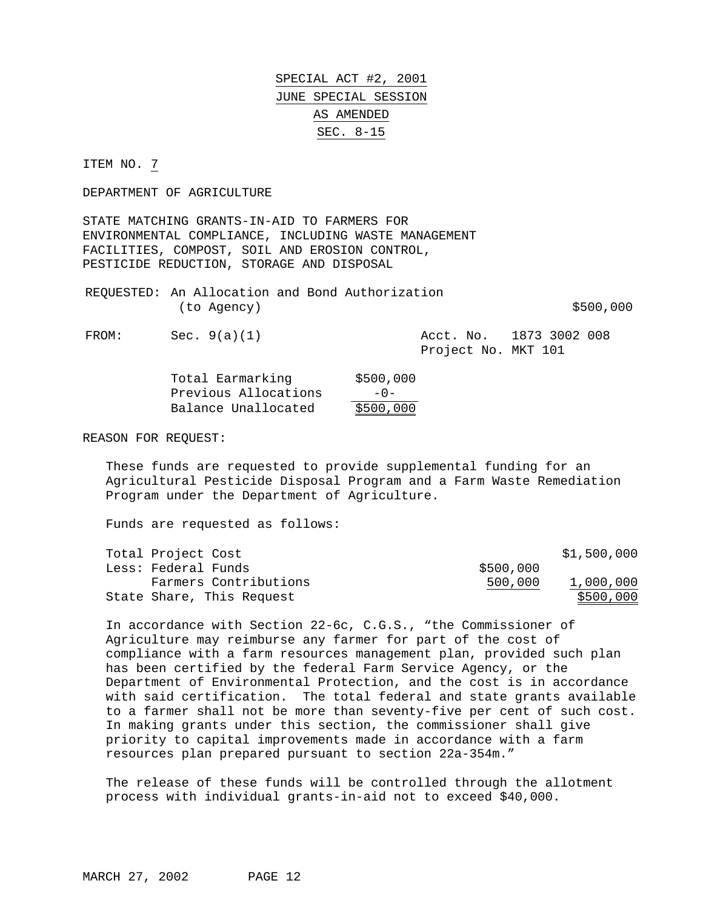# SPECIAL ACT #2, 2001
# JUNE SPECIAL SESSION
# AS AMENDED
# SEC. 8-15

ITEM NO. 7

DEPARTMENT OF AGRICULTURE

STATE MATCHING GRANTS-IN-AID TO FARMERS FOR ENVIRONMENTAL COMPLIANCE, INCLUDING WASTE MANAGEMENT FACILITIES, COMPOST, SOIL AND EROSION CONTROL, PESTICIDE REDUCTION, STORAGE AND DISPOSAL

REQUESTED: An Allocation and Bond Authorization (to Agency) $500,000

FROM: Sec. 9(a)(1) Acct. No. 1873 3002 008
Project No. MKT 101

| | |
|---|---|
| Total Earmarking | $500,000 |
| Previous Allocations | -0- |
| Balance Unallocated | $500,000 |

REASON FOR REQUEST:

These funds are requested to provide supplemental funding for an Agricultural Pesticide Disposal Program and a Farm Waste Remediation Program under the Department of Agriculture.

Funds are requested as follows:

| | | |
|---|---|---|
| Total Project Cost | | $1,500,000 |
| Less: Federal Funds | $500,000 | |
| Farmers Contributions | 500,000 | 1,000,000 |
| State Share, This Request | | $500,000 |

In accordance with Section 22-6c, C.G.S., "the Commissioner of Agriculture may reimburse any farmer for part of the cost of compliance with a farm resources management plan, provided such plan has been certified by the federal Farm Service Agency, or the Department of Environmental Protection, and the cost is in accordance with said certification. The total federal and state grants available to a farmer shall not be more than seventy-five per cent of such cost. In making grants under this section, the commissioner shall give priority to capital improvements made in accordance with a farm resources plan prepared pursuant to section 22a-354m."

The release of these funds will be controlled through the allotment process with individual grants-in-aid not to exceed $40,000.

MARCH 27, 2002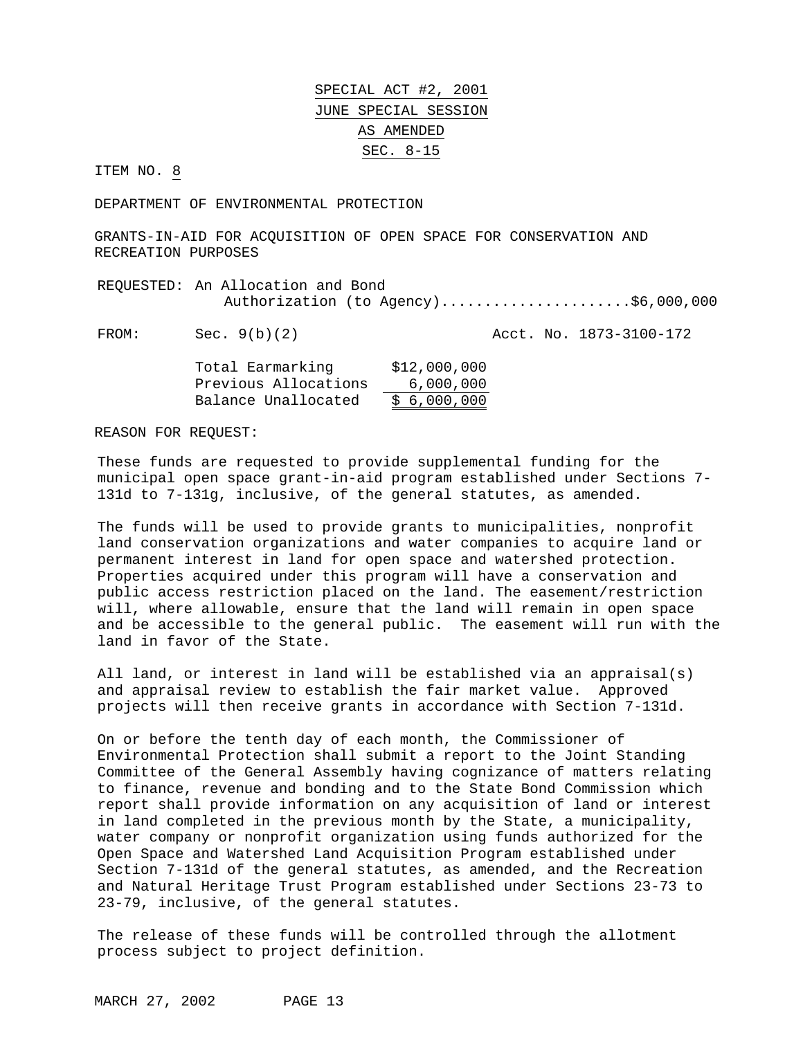# SPECIAL ACT #2, 2001
# JUNE SPECIAL SESSION
# AS AMENDED
# SEC. 8-15

ITEM NO. 8

DEPARTMENT OF ENVIRONMENTAL PROTECTION

GRANTS-IN-AID FOR ACQUISITION OF OPEN SPACE FOR CONSERVATION AND RECREATION PURPOSES

REQUESTED: An Allocation and Bond Authorization (to Agency)......................$6,000,000

FROM: Sec. 9(b)(2) Acct. No. 1873-3100-172

| | |
|---|---|
| Total Earmarking | $12,000,000 |
| Previous Allocations | 6,000,000 |
| Balance Unallocated | $ 6,000,000 |

REASON FOR REQUEST:

These funds are requested to provide supplemental funding for the municipal open space grant-in-aid program established under Sections 7-131d to 7-131g, inclusive, of the general statutes, as amended.

The funds will be used to provide grants to municipalities, nonprofit land conservation organizations and water companies to acquire land or permanent interest in land for open space and watershed protection. Properties acquired under this program will have a conservation and public access restriction placed on the land. The easement/restriction will, where allowable, ensure that the land will remain in open space and be accessible to the general public. The easement will run with the land in favor of the State.

All land, or interest in land will be established via an appraisal(s) and appraisal review to establish the fair market value. Approved projects will then receive grants in accordance with Section 7-131d.

On or before the tenth day of each month, the Commissioner of Environmental Protection shall submit a report to the Joint Standing Committee of the General Assembly having cognizance of matters relating to finance, revenue and bonding and to the State Bond Commission which report shall provide information on any acquisition of land or interest in land completed in the previous month by the State, a municipality, water company or nonprofit organization using funds authorized for the Open Space and Watershed Land Acquisition Program established under Section 7-131d of the general statutes, as amended, and the Recreation and Natural Heritage Trust Program established under Sections 23-73 to 23-79, inclusive, of the general statutes.

The release of these funds will be controlled through the allotment process subject to project definition.

MARCH 27, 2002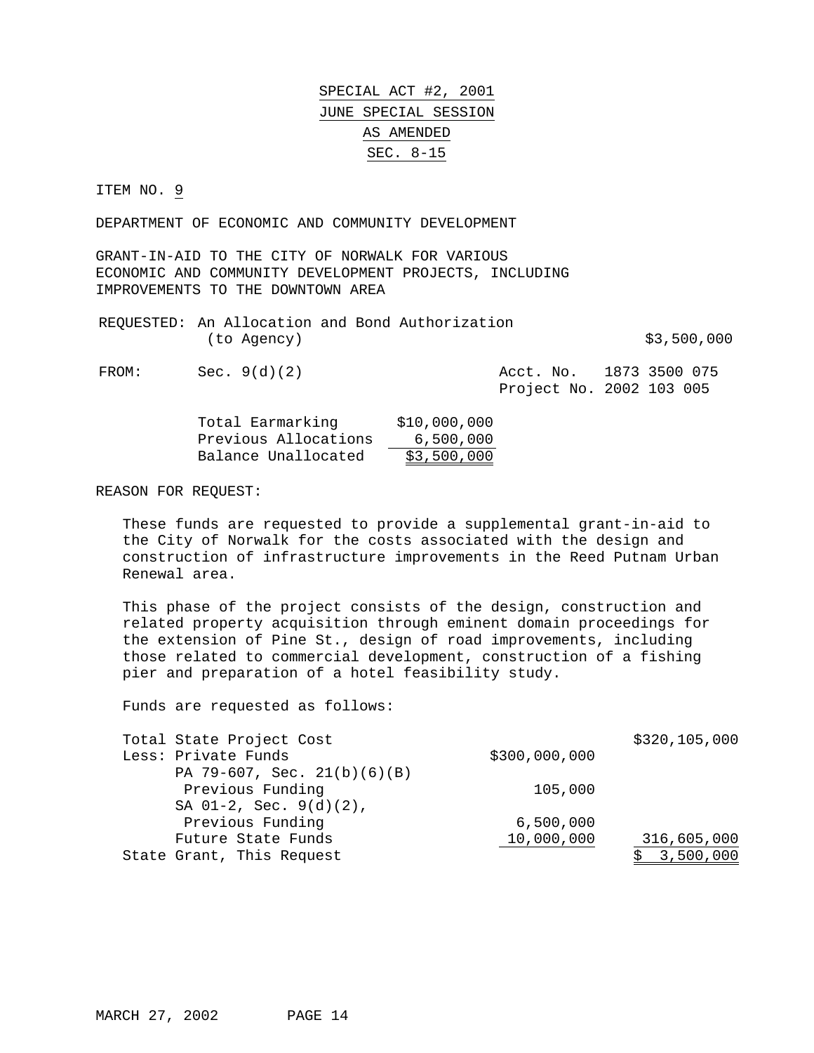# SPECIAL ACT #2, 2001
# JUNE SPECIAL SESSION
# AS AMENDED
# SEC. 8-15

ITEM NO. 9

DEPARTMENT OF ECONOMIC AND COMMUNITY DEVELOPMENT

GRANT-IN-AID TO THE CITY OF NORWALK FOR VARIOUS ECONOMIC AND COMMUNITY DEVELOPMENT PROJECTS, INCLUDING IMPROVEMENTS TO THE DOWNTOWN AREA

REQUESTED: An Allocation and Bond Authorization (to Agency) $3,500,000

FROM: Sec. 9(d)(2) Acct. No. 1873 3500 075
Project No. 2002 103 005

| | |
|---|---|
| Total Earmarking | $10,000,000 |
| Previous Allocations | 6,500,000 |
| Balance Unallocated | $3,500,000 |

REASON FOR REQUEST:

These funds are requested to provide a supplemental grant-in-aid to the City of Norwalk for the costs associated with the design and construction of infrastructure improvements in the Reed Putnam Urban Renewal area.

This phase of the project consists of the design, construction and related property acquisition through eminent domain proceedings for the extension of Pine St., design of road improvements, including those related to commercial development, construction of a fishing pier and preparation of a hotel feasibility study.

Funds are requested as follows:

| | | |
|---|---|---|
| Total State Project Cost | | $320,105,000 |
| Less: Private Funds | $300,000,000 | |
| PA 79-607, Sec. 21(b)(6)(B) Previous Funding | 105,000 | |
| SA 01-2, Sec. 9(d)(2), Previous Funding | 6,500,000 | |
| Future State Funds | 10,000,000 | 316,605,000 |
| State Grant, This Request | | $ 3,500,000 |

MARCH 27, 2002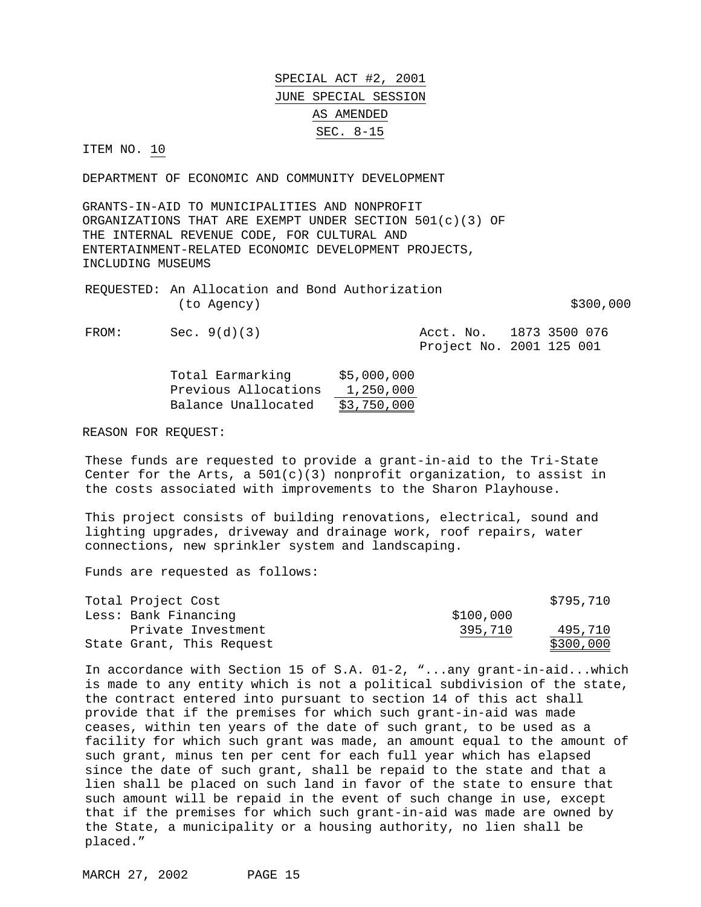SPECIAL ACT #2, 2001
JUNE SPECIAL SESSION
AS AMENDED
SEC. 8-15

ITEM NO. 10

DEPARTMENT OF ECONOMIC AND COMMUNITY DEVELOPMENT

GRANTS-IN-AID TO MUNICIPALITIES AND NONPROFIT ORGANIZATIONS THAT ARE EXEMPT UNDER SECTION 501(c)(3) OF THE INTERNAL REVENUE CODE, FOR CULTURAL AND ENTERTAINMENT-RELATED ECONOMIC DEVELOPMENT PROJECTS, INCLUDING MUSEUMS

REQUESTED: An Allocation and Bond Authorization (to Agency) $300,000

FROM: Sec. 9(d)(3) Acct. No. 1873 3500 076
Project No. 2001 125 001

| | |
|---|---|
| Total Earmarking | $5,000,000 |
| Previous Allocations | 1,250,000 |
| Balance Unallocated | $3,750,000 |

REASON FOR REQUEST:

These funds are requested to provide a grant-in-aid to the Tri-State Center for the Arts, a 501(c)(3) nonprofit organization, to assist in the costs associated with improvements to the Sharon Playhouse.

This project consists of building renovations, electrical, sound and lighting upgrades, driveway and drainage work, roof repairs, water connections, new sprinkler system and landscaping.

Funds are requested as follows:

| | | |
|---|---|---|
| Total Project Cost | | $795,710 |
| Less: Bank Financing | $100,000 | |
| Private Investment | 395,710 | 495,710 |
| State Grant, This Request | | $300,000 |

In accordance with Section 15 of S.A. 01-2, "...any grant-in-aid...which is made to any entity which is not a political subdivision of the state, the contract entered into pursuant to section 14 of this act shall provide that if the premises for which such grant-in-aid was made ceases, within ten years of the date of such grant, to be used as a facility for which such grant was made, an amount equal to the amount of such grant, minus ten per cent for each full year which has elapsed since the date of such grant, shall be repaid to the state and that a lien shall be placed on such land in favor of the state to ensure that such amount will be repaid in the event of such change in use, except that if the premises for which such grant-in-aid was made are owned by the State, a municipality or a housing authority, no lien shall be placed."

MARCH 27, 2002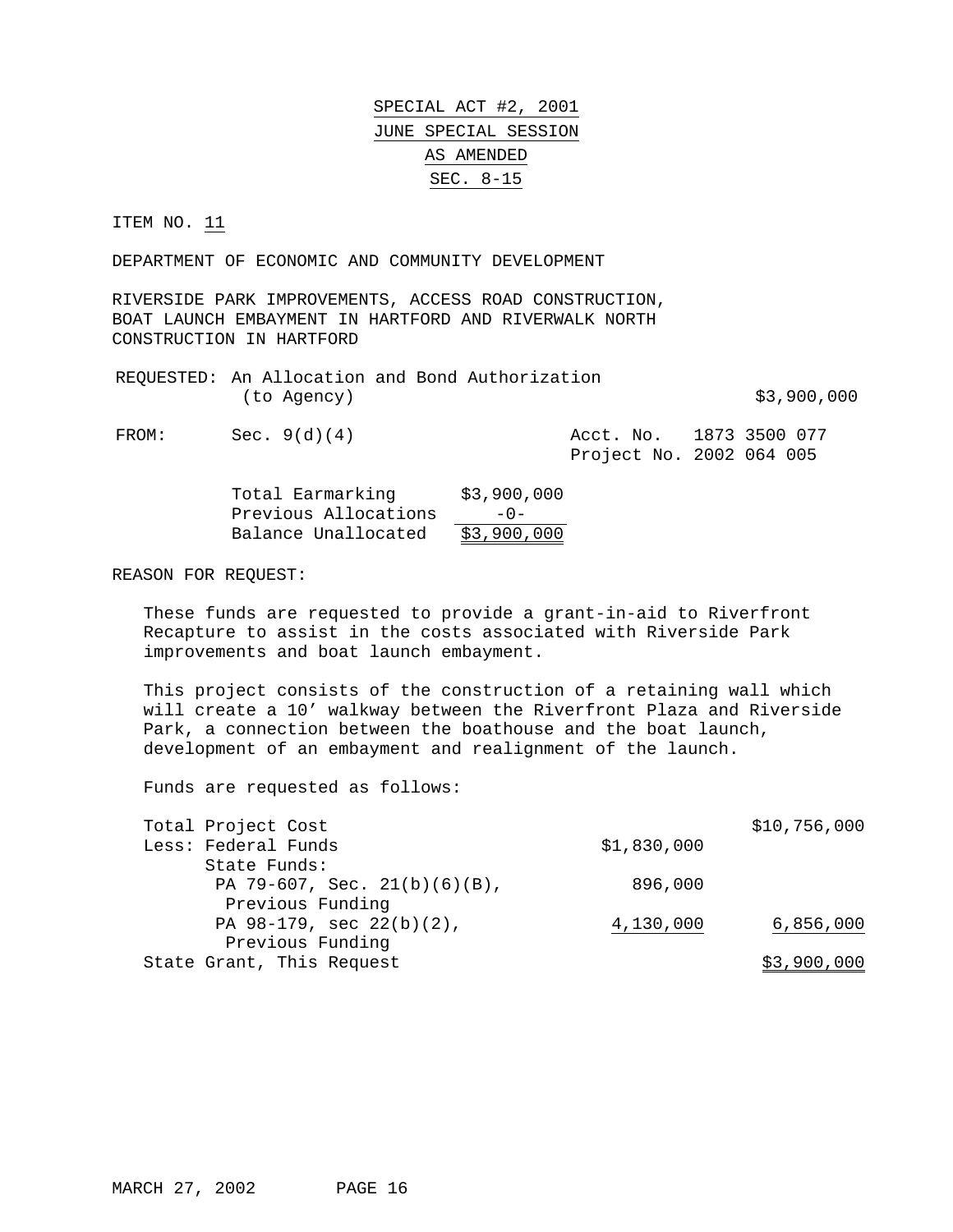SPECIAL ACT #2, 2001
JUNE SPECIAL SESSION
AS AMENDED
SEC. 8-15

ITEM NO. 11

DEPARTMENT OF ECONOMIC AND COMMUNITY DEVELOPMENT

RIVERSIDE PARK IMPROVEMENTS, ACCESS ROAD CONSTRUCTION, BOAT LAUNCH EMBAYMENT IN HARTFORD AND RIVERWALK NORTH CONSTRUCTION IN HARTFORD

REQUESTED: An Allocation and Bond Authorization (to Agency) $3,900,000

FROM: Sec. 9(d)(4) Acct. No. 1873 3500 077
Project No. 2002 064 005

| | |
|---|---|
| Total Earmarking | $3,900,000 |
| Previous Allocations | -0- |
| Balance Unallocated | $3,900,000 |

REASON FOR REQUEST:

These funds are requested to provide a grant-in-aid to Riverfront Recapture to assist in the costs associated with Riverside Park improvements and boat launch embayment.

This project consists of the construction of a retaining wall which will create a 10' walkway between the Riverfront Plaza and Riverside Park, a connection between the boathouse and the boat launch, development of an embayment and realignment of the launch.

Funds are requested as follows:

| | | |
|---|---|---|
| Total Project Cost | | $10,756,000 |
| Less: Federal Funds | $1,830,000 | |
| State Funds: | | |
| PA 79-607, Sec. 21(b)(6)(B), Previous Funding | 896,000 | |
| PA 98-179, sec 22(b)(2), Previous Funding | 4,130,000 | 6,856,000 |
| State Grant, This Request | | $3,900,000 |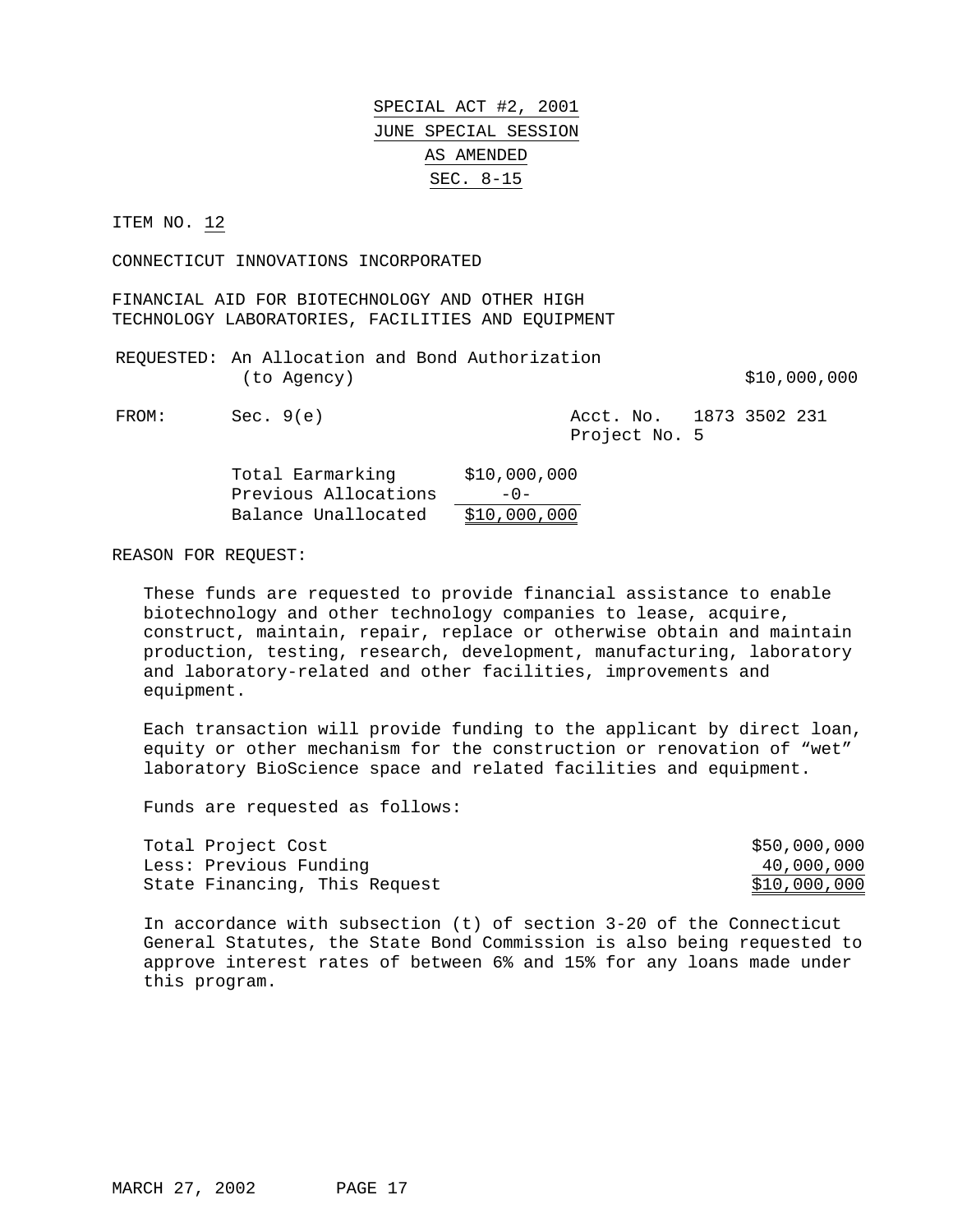SPECIAL ACT #2, 2001
JUNE SPECIAL SESSION
AS AMENDED
SEC. 8-15

ITEM NO. 12

CONNECTICUT INNOVATIONS INCORPORATED

FINANCIAL AID FOR BIOTECHNOLOGY AND OTHER HIGH TECHNOLOGY LABORATORIES, FACILITIES AND EQUIPMENT

REQUESTED: An Allocation and Bond Authorization (to Agency) $10,000,000

FROM: Sec. 9(e) Acct. No. 1873 3502 231 Project No. 5

| | |
|---|---|
| Total Earmarking | $10,000,000 |
| Previous Allocations | -0- |
| Balance Unallocated | $10,000,000 |

REASON FOR REQUEST:

These funds are requested to provide financial assistance to enable biotechnology and other technology companies to lease, acquire, construct, maintain, repair, replace or otherwise obtain and maintain production, testing, research, development, manufacturing, laboratory and laboratory-related and other facilities, improvements and equipment.

Each transaction will provide funding to the applicant by direct loan, equity or other mechanism for the construction or renovation of "wet" laboratory BioScience space and related facilities and equipment.

Funds are requested as follows:

| | |
|---|---|
| Total Project Cost | $50,000,000 |
| Less: Previous Funding | 40,000,000 |
| State Financing, This Request | $10,000,000 |

In accordance with subsection (t) of section 3-20 of the Connecticut General Statutes, the State Bond Commission is also being requested to approve interest rates of between 6% and 15% for any loans made under this program.

MARCH 27, 2002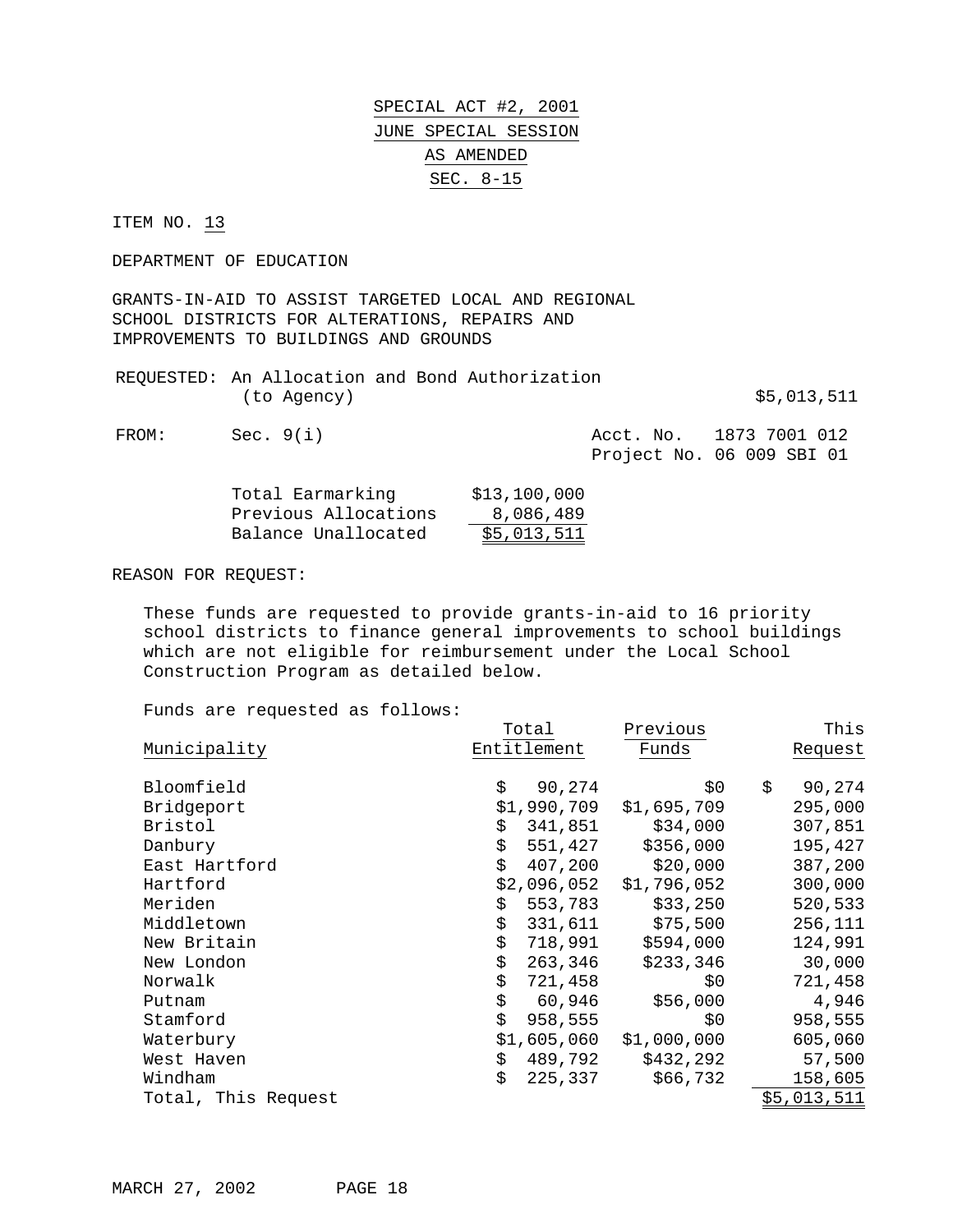# SPECIAL ACT #2, 2001
## JUNE SPECIAL SESSION
## AS AMENDED
## SEC. 8-15

ITEM NO. 13

DEPARTMENT OF EDUCATION

GRANTS-IN-AID TO ASSIST TARGETED LOCAL AND REGIONAL SCHOOL DISTRICTS FOR ALTERATIONS, REPAIRS AND IMPROVEMENTS TO BUILDINGS AND GROUNDS

REQUESTED: An Allocation and Bond Authorization (to Agency) $5,013,511

FROM: Sec. 9(i) Acct. No. 1873 7001 012
Project No. 06 009 SBI 01

| | |
|---|---|
| Total Earmarking | $13,100,000 |
| Previous Allocations | 8,086,489 |
| Balance Unallocated | $5,013,511 |

REASON FOR REQUEST:

These funds are requested to provide grants-in-aid to 16 priority school districts to finance general improvements to school buildings which are not eligible for reimbursement under the Local School Construction Program as detailed below.

Funds are requested as follows:

| Municipality | Total Entitlement | Previous Funds | This Request |
|---|---|---|---|
| Bloomfield | $ 90,274 | $0 | $ 90,274 |
| Bridgeport | $1,990,709 | $1,695,709 | 295,000 |
| Bristol | $ 341,851 | $34,000 | 307,851 |
| Danbury | $ 551,427 | $356,000 | 195,427 |
| East Hartford | $ 407,200 | $20,000 | 387,200 |
| Hartford | $2,096,052 | $1,796,052 | 300,000 |
| Meriden | $ 553,783 | $33,250 | 520,533 |
| Middletown | $ 331,611 | $75,500 | 256,111 |
| New Britain | $ 718,991 | $594,000 | 124,991 |
| New London | $ 263,346 | $233,346 | 30,000 |
| Norwalk | $ 721,458 | $0 | 721,458 |
| Putnam | $ 60,946 | $56,000 | 4,946 |
| Stamford | $ 958,555 | $0 | 958,555 |
| Waterbury | $1,605,060 | $1,000,000 | 605,060 |
| West Haven | $ 489,792 | $432,292 | 57,500 |
| Windham | $ 225,337 | $66,732 | 158,605 |
| Total, This Request | | | $5,013,511 |

MARCH 27, 2002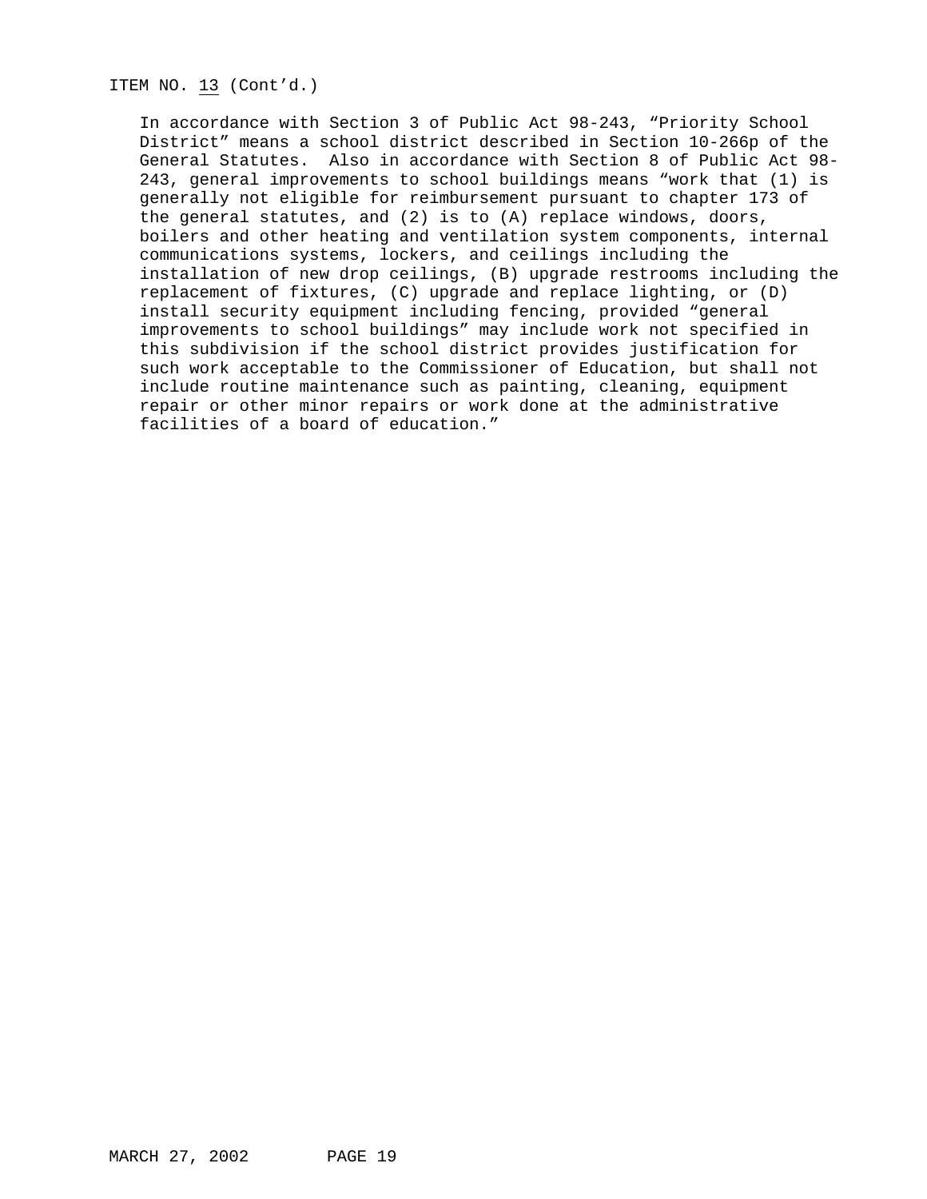ITEM NO. 13 (Cont'd.)

In accordance with Section 3 of Public Act 98-243, "Priority School District" means a school district described in Section 10-266p of the General Statutes. Also in accordance with Section 8 of Public Act 98-243, general improvements to school buildings means "work that (1) is generally not eligible for reimbursement pursuant to chapter 173 of the general statutes, and (2) is to (A) replace windows, doors, boilers and other heating and ventilation system components, internal communications systems, lockers, and ceilings including the installation of new drop ceilings, (B) upgrade restrooms including the replacement of fixtures, (C) upgrade and replace lighting, or (D) install security equipment including fencing, provided "general improvements to school buildings" may include work not specified in this subdivision if the school district provides justification for such work acceptable to the Commissioner of Education, but shall not include routine maintenance such as painting, cleaning, equipment repair or other minor repairs or work done at the administrative facilities of a board of education."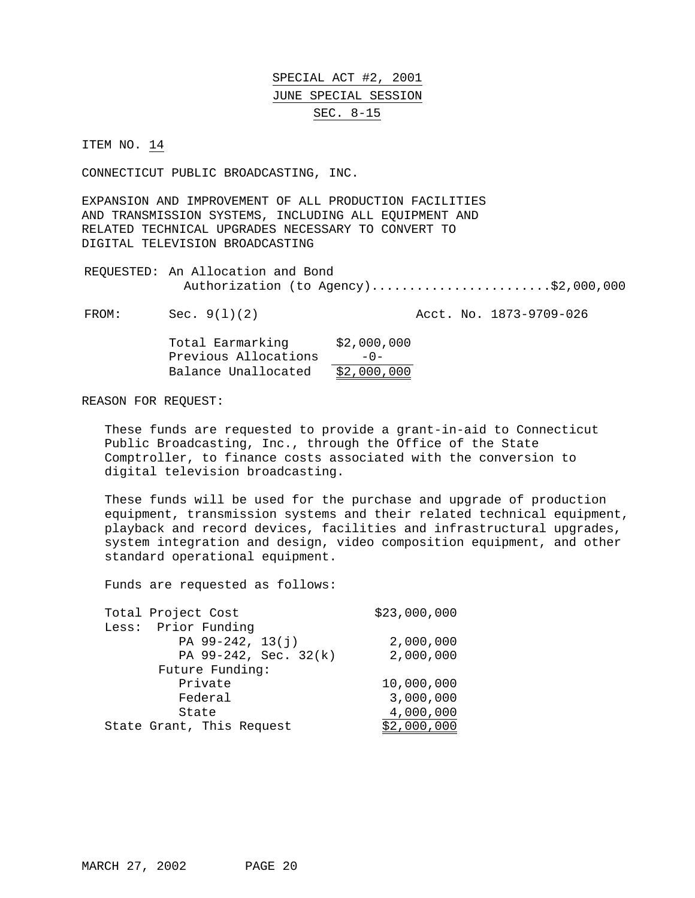SPECIAL ACT #2, 2001
JUNE SPECIAL SESSION
SEC. 8-15

ITEM NO. 14

CONNECTICUT PUBLIC BROADCASTING, INC.

EXPANSION AND IMPROVEMENT OF ALL PRODUCTION FACILITIES AND TRANSMISSION SYSTEMS, INCLUDING ALL EQUIPMENT AND RELATED TECHNICAL UPGRADES NECESSARY TO CONVERT TO DIGITAL TELEVISION BROADCASTING

REQUESTED: An Allocation and Bond Authorization (to Agency).......................$2,000,000

FROM: Sec. 9(l)(2) Acct. No. 1873-9709-026

| | |
|---|---|
| Total Earmarking | $2,000,000 |
| Previous Allocations | -0- |
| Balance Unallocated | $2,000,000 |

REASON FOR REQUEST:

These funds are requested to provide a grant-in-aid to Connecticut Public Broadcasting, Inc., through the Office of the State Comptroller, to finance costs associated with the conversion to digital television broadcasting.

These funds will be used for the purchase and upgrade of production equipment, transmission systems and their related technical equipment, playback and record devices, facilities and infrastructural upgrades, system integration and design, video composition equipment, and other standard operational equipment.

Funds are requested as follows:

| | |
|---|---|
| Total Project Cost | $23,000,000 |
| Less: Prior Funding | |
| PA 99-242, 13(j) | 2,000,000 |
| PA 99-242, Sec. 32(k) | 2,000,000 |
| Future Funding: | |
| Private | 10,000,000 |
| Federal | 3,000,000 |
| State | 4,000,000 |
| State Grant, This Request | $2,000,000 |

MARCH 27, 2002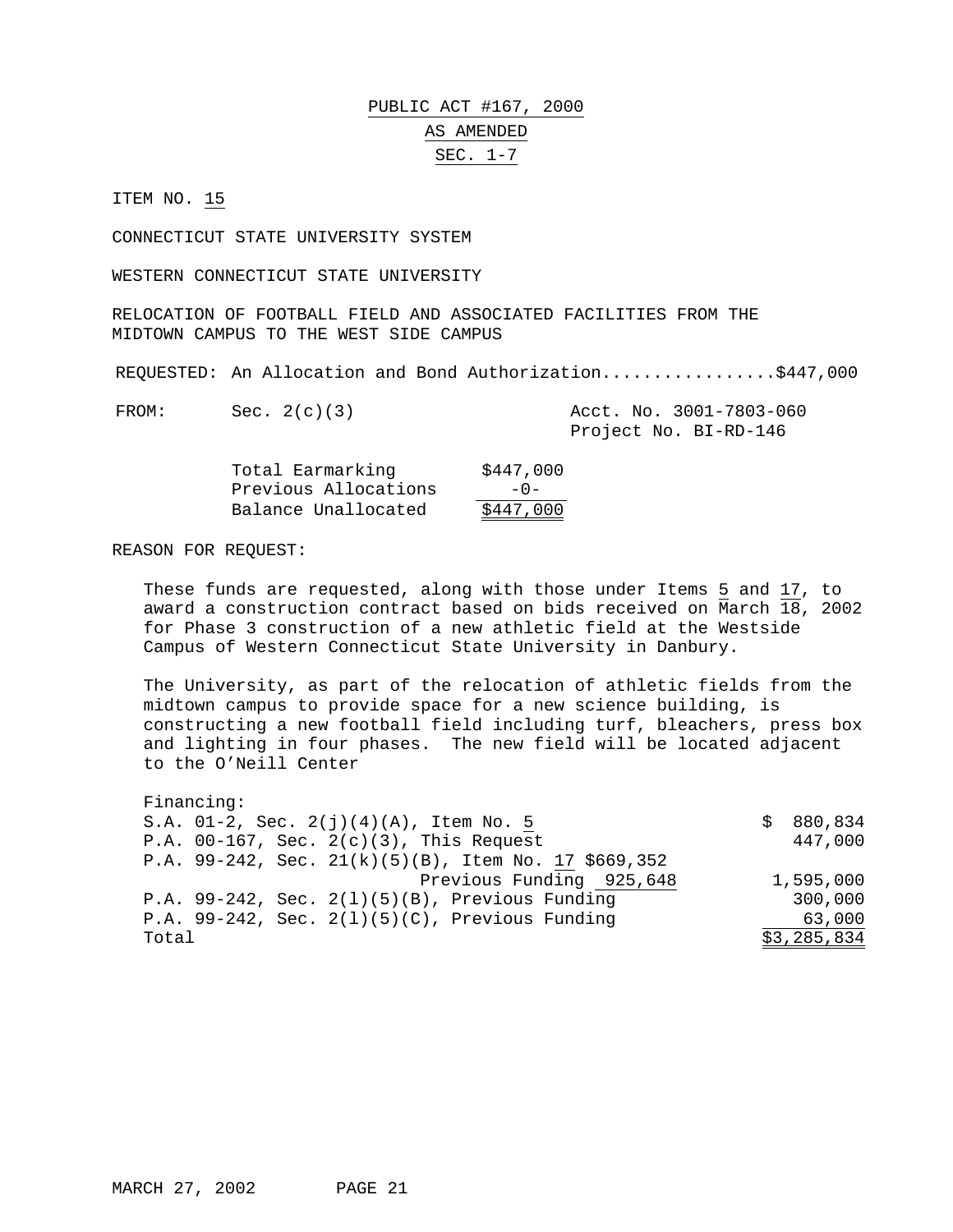PUBLIC ACT #167, 2000

AS AMENDED

SEC. 1-7

ITEM NO. 15

CONNECTICUT STATE UNIVERSITY SYSTEM

WESTERN CONNECTICUT STATE UNIVERSITY

RELOCATION OF FOOTBALL FIELD AND ASSOCIATED FACILITIES FROM THE MIDTOWN CAMPUS TO THE WEST SIDE CAMPUS

REQUESTED: An Allocation and Bond Authorization.................$447,000

FROM: Sec. 2(c)(3) — Acct. No. 3001-7803-060, Project No. BI-RD-146

| | |
|---|---|
| Total Earmarking | $447,000 |
| Previous Allocations | -0- |
| Balance Unallocated | $447,000 |

REASON FOR REQUEST:

These funds are requested, along with those under Items 5 and 17, to award a construction contract based on bids received on March 18, 2002 for Phase 3 construction of a new athletic field at the Westside Campus of Western Connecticut State University in Danbury.

The University, as part of the relocation of athletic fields from the midtown campus to provide space for a new science building, is constructing a new football field including turf, bleachers, press box and lighting in four phases. The new field will be located adjacent to the O'Neill Center

Financing:

| | | |
|---|---|---|
| S.A. 01-2, Sec. 2(j)(4)(A), Item No. 5 | | $ 880,834 |
| P.A. 00-167, Sec. 2(c)(3), This Request | | 447,000 |
| P.A. 99-242, Sec. 21(k)(5)(B), Item No. 17 | $669,352 | |
| Previous Funding | 925,648 | 1,595,000 |
| P.A. 99-242, Sec. 2(l)(5)(B), Previous Funding | | 300,000 |
| P.A. 99-242, Sec. 2(l)(5)(C), Previous Funding | | 63,000 |
| Total | | $3,285,834 |

MARCH 27, 2002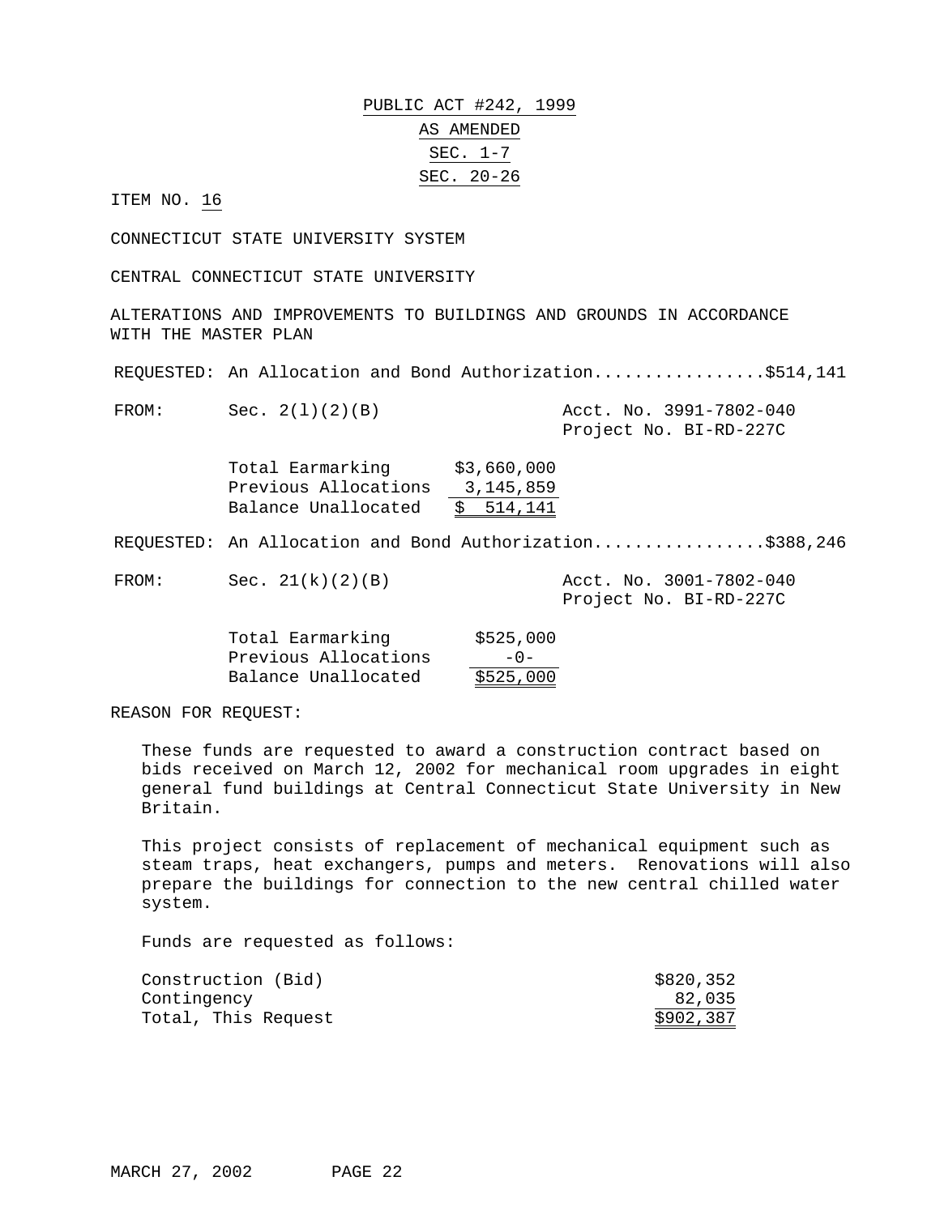PUBLIC ACT #242, 1999

AS AMENDED

SEC. 1-7

SEC. 20-26

ITEM NO. 16

CONNECTICUT STATE UNIVERSITY SYSTEM

CENTRAL CONNECTICUT STATE UNIVERSITY

ALTERATIONS AND IMPROVEMENTS TO BUILDINGS AND GROUNDS IN ACCORDANCE WITH THE MASTER PLAN

REQUESTED: An Allocation and Bond Authorization.................$514,141

FROM: Sec. 2(l)(2)(B) — Acct. No. 3991-7802-040, Project No. BI-RD-227C

| | |
|---|---|
| Total Earmarking | $3,660,000 |
| Previous Allocations | 3,145,859 |
| Balance Unallocated | $ 514,141 |

REQUESTED: An Allocation and Bond Authorization.................$388,246

FROM: Sec. 21(k)(2)(B) — Acct. No. 3001-7802-040, Project No. BI-RD-227C

| | |
|---|---|
| Total Earmarking | $525,000 |
| Previous Allocations | -0- |
| Balance Unallocated | $525,000 |

REASON FOR REQUEST:

These funds are requested to award a construction contract based on bids received on March 12, 2002 for mechanical room upgrades in eight general fund buildings at Central Connecticut State University in New Britain.

This project consists of replacement of mechanical equipment such as steam traps, heat exchangers, pumps and meters. Renovations will also prepare the buildings for connection to the new central chilled water system.

Funds are requested as follows:

| | |
|---|---|
| Construction (Bid) | $820,352 |
| Contingency | 82,035 |
| Total, This Request | $902,387 |

MARCH 27, 2002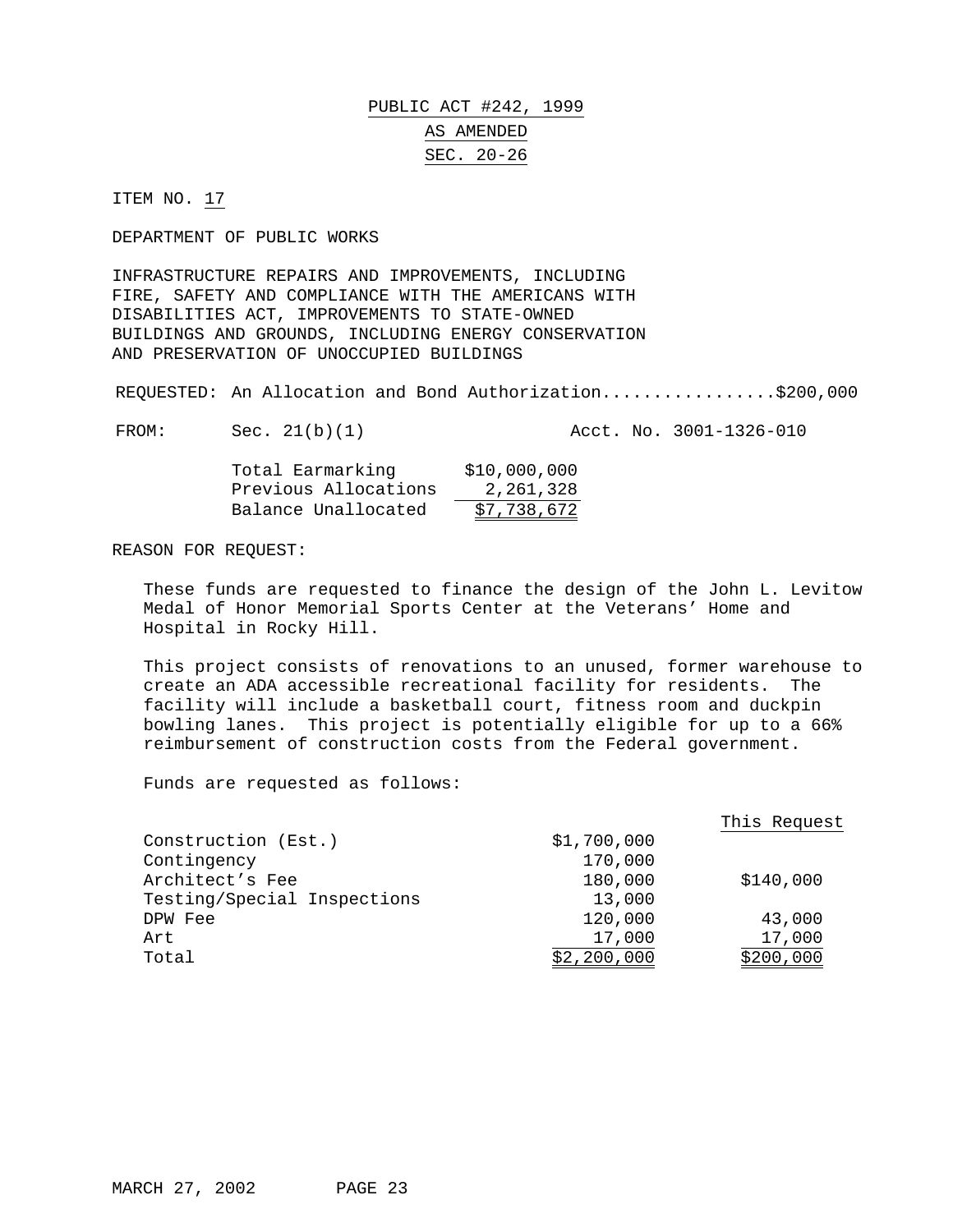PUBLIC ACT #242, 1999

AS AMENDED

SEC. 20-26

ITEM NO. 17

DEPARTMENT OF PUBLIC WORKS

INFRASTRUCTURE REPAIRS AND IMPROVEMENTS, INCLUDING FIRE, SAFETY AND COMPLIANCE WITH THE AMERICANS WITH DISABILITIES ACT, IMPROVEMENTS TO STATE-OWNED BUILDINGS AND GROUNDS, INCLUDING ENERGY CONSERVATION AND PRESERVATION OF UNOCCUPIED BUILDINGS

REQUESTED: An Allocation and Bond Authorization.................$200,000

FROM: Sec. 21(b)(1) Acct. No. 3001-1326-010

| | |
|---|---|
| Total Earmarking | $10,000,000 |
| Previous Allocations | 2,261,328 |
| Balance Unallocated | $7,738,672 |

REASON FOR REQUEST:

These funds are requested to finance the design of the John L. Levitow Medal of Honor Memorial Sports Center at the Veterans' Home and Hospital in Rocky Hill.

This project consists of renovations to an unused, former warehouse to create an ADA accessible recreational facility for residents. The facility will include a basketball court, fitness room and duckpin bowling lanes. This project is potentially eligible for up to a 66% reimbursement of construction costs from the Federal government.

Funds are requested as follows:

| | | This Request |
|---|---|---|
| Construction (Est.) | $1,700,000 | |
| Contingency | 170,000 | |
| Architect's Fee | 180,000 | $140,000 |
| Testing/Special Inspections | 13,000 | |
| DPW Fee | 120,000 | 43,000 |
| Art | 17,000 | 17,000 |
| Total | $2,200,000 | $200,000 |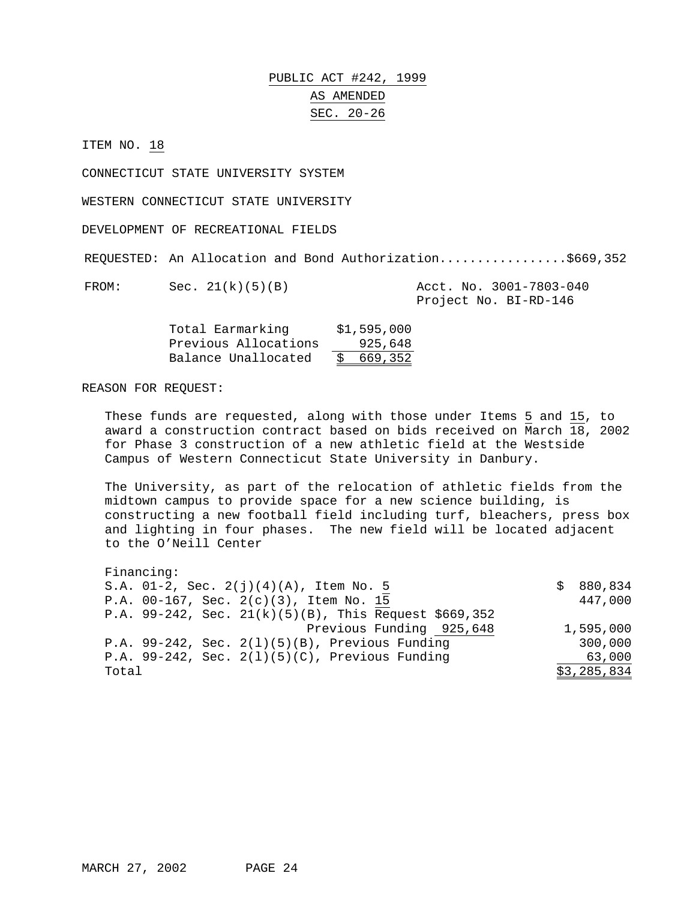# PUBLIC ACT #242, 1999

## AS AMENDED

## SEC. 20-26

ITEM NO. 18

CONNECTICUT STATE UNIVERSITY SYSTEM

WESTERN CONNECTICUT STATE UNIVERSITY

DEVELOPMENT OF RECREATIONAL FIELDS

REQUESTED: An Allocation and Bond Authorization.................$669,352

FROM: Sec. 21(k)(5)(B) — Acct. No. 3001-7803-040, Project No. BI-RD-146

| | |
|---|---|
| Total Earmarking | $1,595,000 |
| Previous Allocations | 925,648 |
| Balance Unallocated | $ 669,352 |

REASON FOR REQUEST:

These funds are requested, along with those under Items 5 and 15, to award a construction contract based on bids received on March 18, 2002 for Phase 3 construction of a new athletic field at the Westside Campus of Western Connecticut State University in Danbury.

The University, as part of the relocation of athletic fields from the midtown campus to provide space for a new science building, is constructing a new football field including turf, bleachers, press box and lighting in four phases. The new field will be located adjacent to the O'Neill Center

Financing:

| Source | | Amount |
|---|---|---|
| S.A. 01-2, Sec. 2(j)(4)(A), Item No. 5 | | $ 880,834 |
| P.A. 00-167, Sec. 2(c)(3), Item No. 15 | | 447,000 |
| P.A. 99-242, Sec. 21(k)(5)(B), This Request | $669,352 | |
| Previous Funding | 925,648 | 1,595,000 |
| P.A. 99-242, Sec. 2(l)(5)(B), Previous Funding | | 300,000 |
| P.A. 99-242, Sec. 2(l)(5)(C), Previous Funding | | 63,000 |
| Total | | $3,285,834 |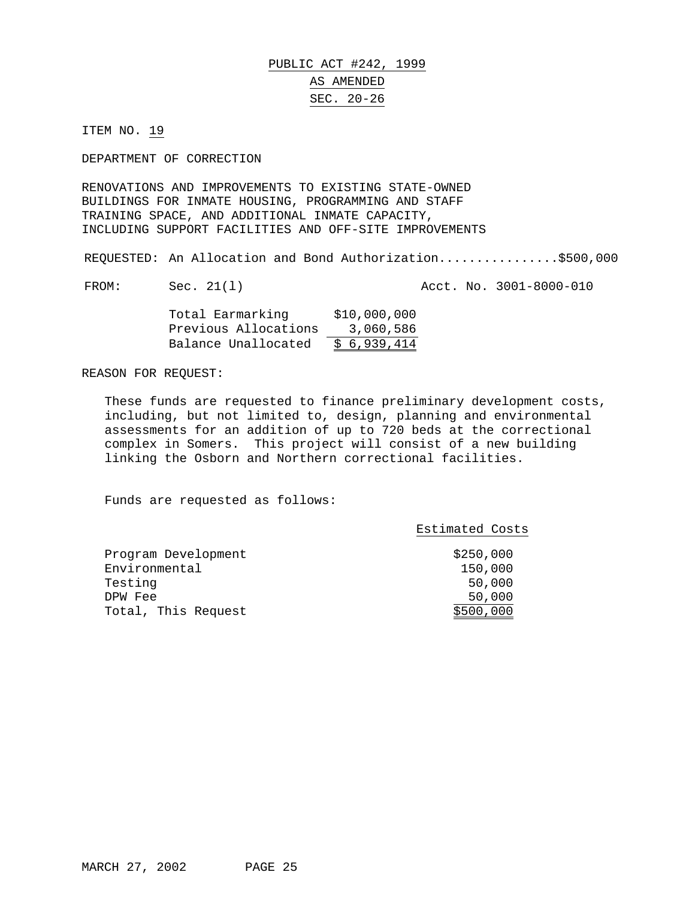PUBLIC ACT #242, 1999

AS AMENDED

SEC. 20-26

ITEM NO. 19

DEPARTMENT OF CORRECTION

RENOVATIONS AND IMPROVEMENTS TO EXISTING STATE-OWNED BUILDINGS FOR INMATE HOUSING, PROGRAMMING AND STAFF TRAINING SPACE, AND ADDITIONAL INMATE CAPACITY, INCLUDING SUPPORT FACILITIES AND OFF-SITE IMPROVEMENTS

REQUESTED: An Allocation and Bond Authorization................$500,000

FROM: Sec. 21(l) Acct. No. 3001-8000-010

| | |
|---|---|
| Total Earmarking | $10,000,000 |
| Previous Allocations | 3,060,586 |
| Balance Unallocated | $ 6,939,414 |

REASON FOR REQUEST:

These funds are requested to finance preliminary development costs, including, but not limited to, design, planning and environmental assessments for an addition of up to 720 beds at the correctional complex in Somers. This project will consist of a new building linking the Osborn and Northern correctional facilities.

Funds are requested as follows:

| | Estimated Costs |
|---|---|
| Program Development | $250,000 |
| Environmental | 150,000 |
| Testing | 50,000 |
| DPW Fee | 50,000 |
| Total, This Request | $500,000 |

MARCH 27, 2002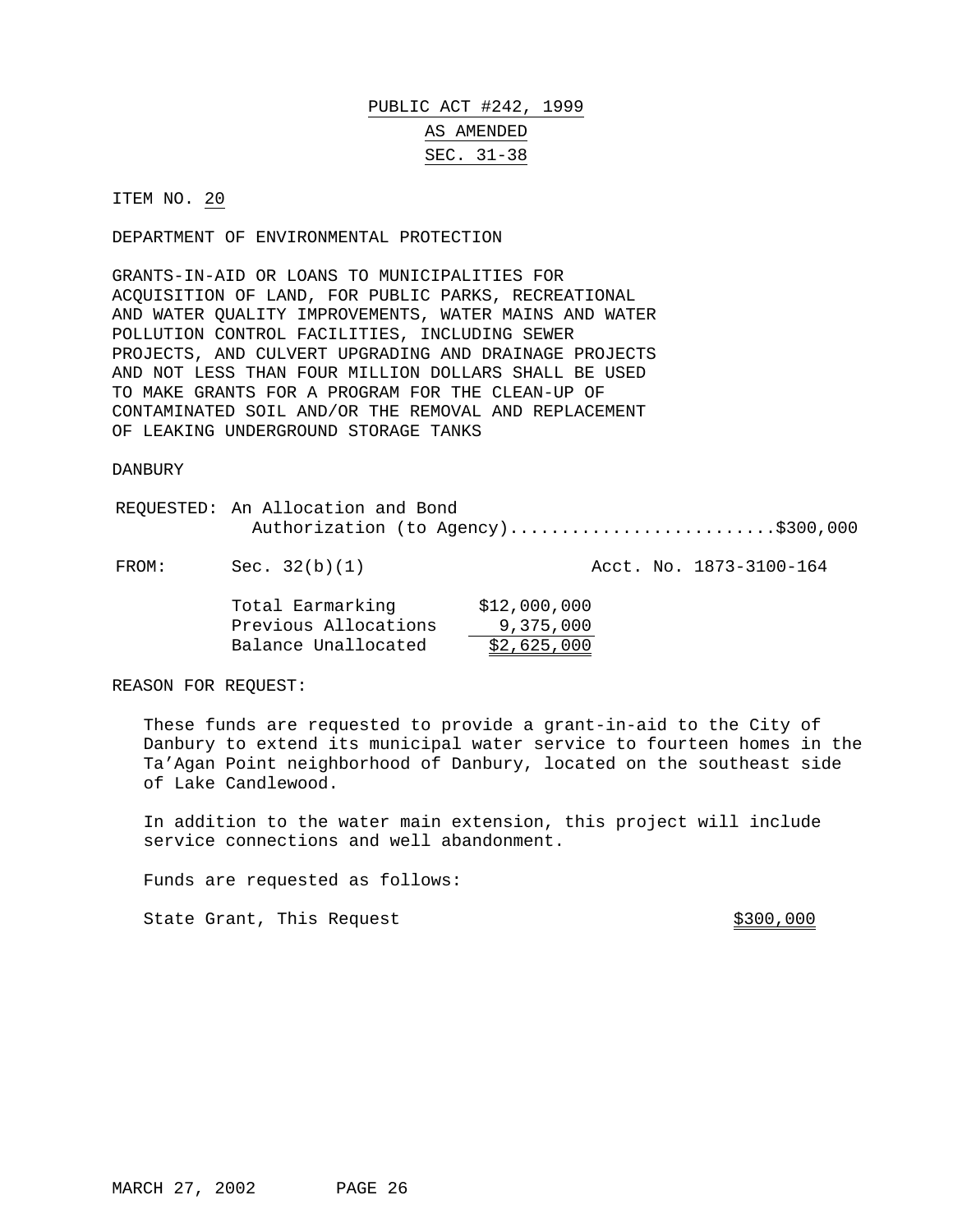# PUBLIC ACT #242, 1999
## AS AMENDED
## SEC. 31-38

ITEM NO. 20

DEPARTMENT OF ENVIRONMENTAL PROTECTION

GRANTS-IN-AID OR LOANS TO MUNICIPALITIES FOR ACQUISITION OF LAND, FOR PUBLIC PARKS, RECREATIONAL AND WATER QUALITY IMPROVEMENTS, WATER MAINS AND WATER POLLUTION CONTROL FACILITIES, INCLUDING SEWER PROJECTS, AND CULVERT UPGRADING AND DRAINAGE PROJECTS AND NOT LESS THAN FOUR MILLION DOLLARS SHALL BE USED TO MAKE GRANTS FOR A PROGRAM FOR THE CLEAN-UP OF CONTAMINATED SOIL AND/OR THE REMOVAL AND REPLACEMENT OF LEAKING UNDERGROUND STORAGE TANKS

DANBURY

REQUESTED: An Allocation and Bond Authorization (to Agency)..........................$300,000

FROM: Sec. 32(b)(1) Acct. No. 1873-3100-164

| | |
|---|---|
| Total Earmarking | $12,000,000 |
| Previous Allocations | 9,375,000 |
| Balance Unallocated | $2,625,000 |

REASON FOR REQUEST:

These funds are requested to provide a grant-in-aid to the City of Danbury to extend its municipal water service to fourteen homes in the Ta'Agan Point neighborhood of Danbury, located on the southeast side of Lake Candlewood.

In addition to the water main extension, this project will include service connections and well abandonment.

Funds are requested as follows:

| | |
|---|---|
| State Grant, This Request | $300,000 |

MARCH 27, 2002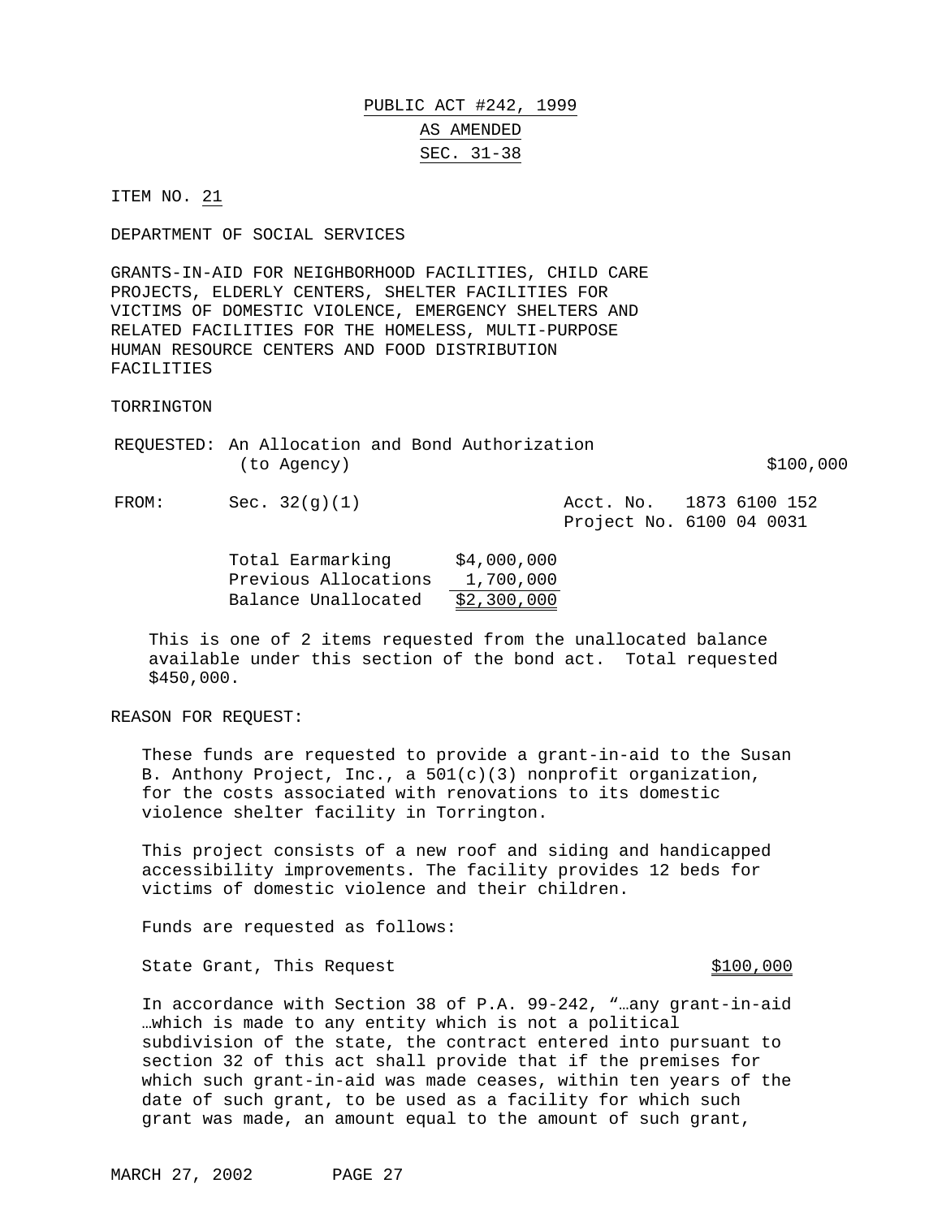PUBLIC ACT #242, 1999

AS AMENDED

SEC. 31-38

ITEM NO. 21

DEPARTMENT OF SOCIAL SERVICES

GRANTS-IN-AID FOR NEIGHBORHOOD FACILITIES, CHILD CARE PROJECTS, ELDERLY CENTERS, SHELTER FACILITIES FOR VICTIMS OF DOMESTIC VIOLENCE, EMERGENCY SHELTERS AND RELATED FACILITIES FOR THE HOMELESS, MULTI-PURPOSE HUMAN RESOURCE CENTERS AND FOOD DISTRIBUTION FACILITIES

TORRINGTON

REQUESTED: An Allocation and Bond Authorization (to Agency) $100,000

FROM: Sec. 32(g)(1) Acct. No. 1873 6100 152
Project No. 6100 04 0031

| | |
|---|---|
| Total Earmarking | $4,000,000 |
| Previous Allocations | 1,700,000 |
| Balance Unallocated | $2,300,000 |

This is one of 2 items requested from the unallocated balance available under this section of the bond act. Total requested $450,000.

REASON FOR REQUEST:

These funds are requested to provide a grant-in-aid to the Susan B. Anthony Project, Inc., a 501(c)(3) nonprofit organization, for the costs associated with renovations to its domestic violence shelter facility in Torrington.

This project consists of a new roof and siding and handicapped accessibility improvements. The facility provides 12 beds for victims of domestic violence and their children.

Funds are requested as follows:

State Grant, This Request $100,000

In accordance with Section 38 of P.A. 99-242, "…any grant-in-aid …which is made to any entity which is not a political subdivision of the state, the contract entered into pursuant to section 32 of this act shall provide that if the premises for which such grant-in-aid was made ceases, within ten years of the date of such grant, to be used as a facility for which such grant was made, an amount equal to the amount of such grant,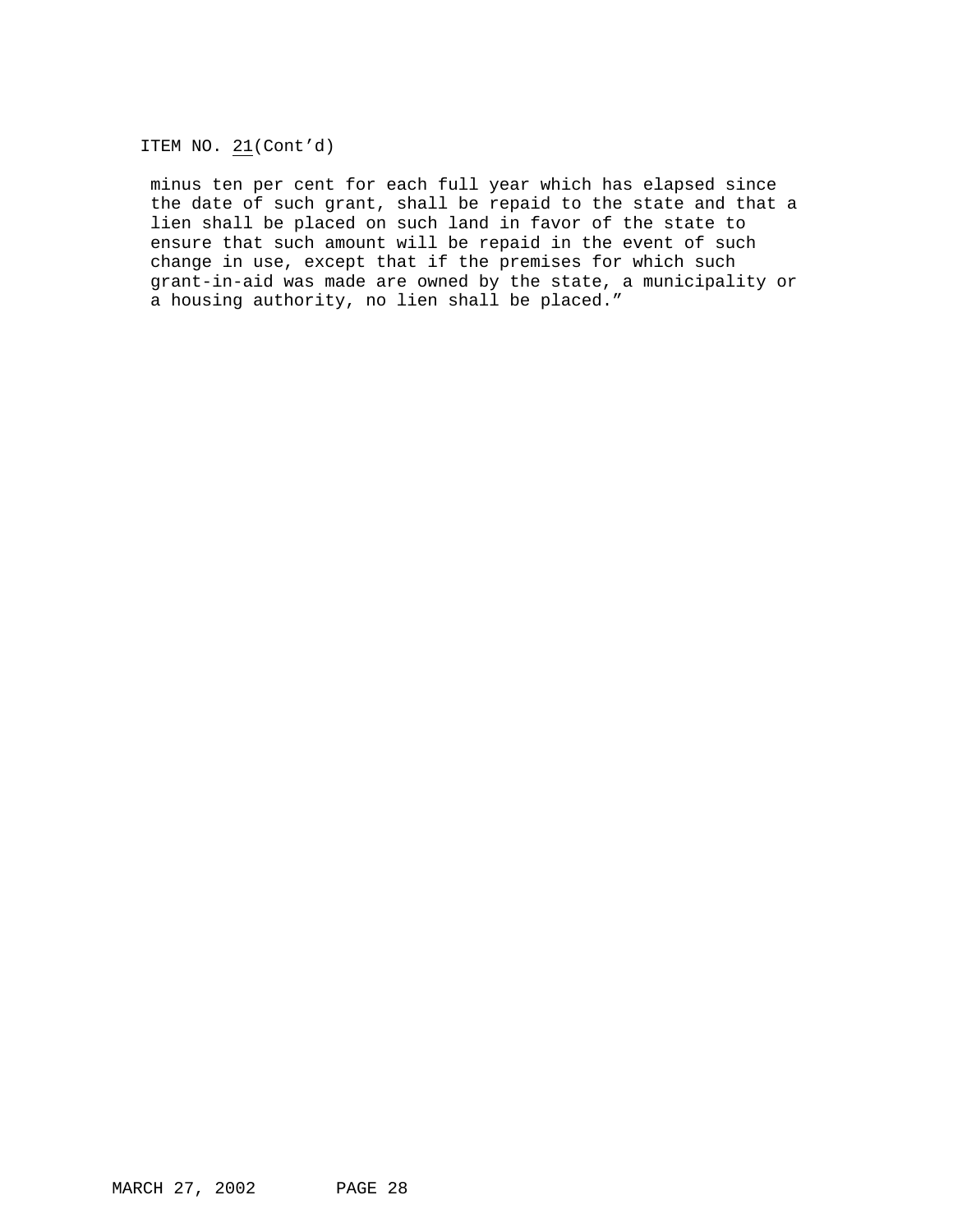ITEM NO. 21(Cont’d)

minus ten per cent for each full year which has elapsed since the date of such grant, shall be repaid to the state and that a lien shall be placed on such land in favor of the state to ensure that such amount will be repaid in the event of such change in use, except that if the premises for which such grant-in-aid was made are owned by the state, a municipality or a housing authority, no lien shall be placed.”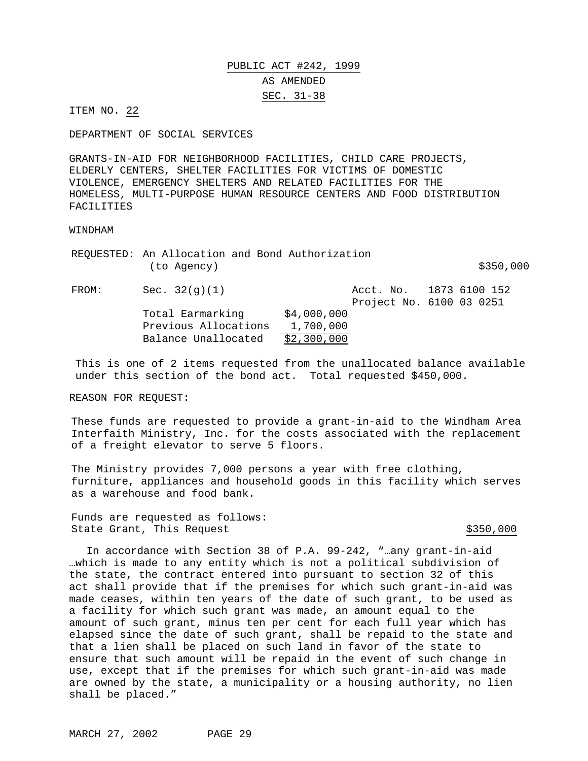PUBLIC ACT #242, 1999

AS AMENDED

SEC. 31-38

ITEM NO. 22

DEPARTMENT OF SOCIAL SERVICES

GRANTS-IN-AID FOR NEIGHBORHOOD FACILITIES, CHILD CARE PROJECTS, ELDERLY CENTERS, SHELTER FACILITIES FOR VICTIMS OF DOMESTIC VIOLENCE, EMERGENCY SHELTERS AND RELATED FACILITIES FOR THE HOMELESS, MULTI-PURPOSE HUMAN RESOURCE CENTERS AND FOOD DISTRIBUTION FACILITIES

WINDHAM

REQUESTED: An Allocation and Bond Authorization (to Agency) $350,000

| FROM: | Sec. 32(g)(1) | | Acct. No. 1873 6100 152 |
|---|---|---|---|
| | | | Project No. 6100 03 0251 |
| | Total Earmarking | $4,000,000 | |
| | Previous Allocations | 1,700,000 | |
| | Balance Unallocated | $2,300,000 | |

This is one of 2 items requested from the unallocated balance available under this section of the bond act. Total requested $450,000.

REASON FOR REQUEST:

These funds are requested to provide a grant-in-aid to the Windham Area Interfaith Ministry, Inc. for the costs associated with the replacement of a freight elevator to serve 5 floors.

The Ministry provides 7,000 persons a year with free clothing, furniture, appliances and household goods in this facility which serves as a warehouse and food bank.

Funds are requested as follows:

State Grant, This Request $350,000

In accordance with Section 38 of P.A. 99-242, "…any grant-in-aid …which is made to any entity which is not a political subdivision of the state, the contract entered into pursuant to section 32 of this act shall provide that if the premises for which such grant-in-aid was made ceases, within ten years of the date of such grant, to be used as a facility for which such grant was made, an amount equal to the amount of such grant, minus ten per cent for each full year which has elapsed since the date of such grant, shall be repaid to the state and that a lien shall be placed on such land in favor of the state to ensure that such amount will be repaid in the event of such change in use, except that if the premises for which such grant-in-aid was made are owned by the state, a municipality or a housing authority, no lien shall be placed."

MARCH 27, 2002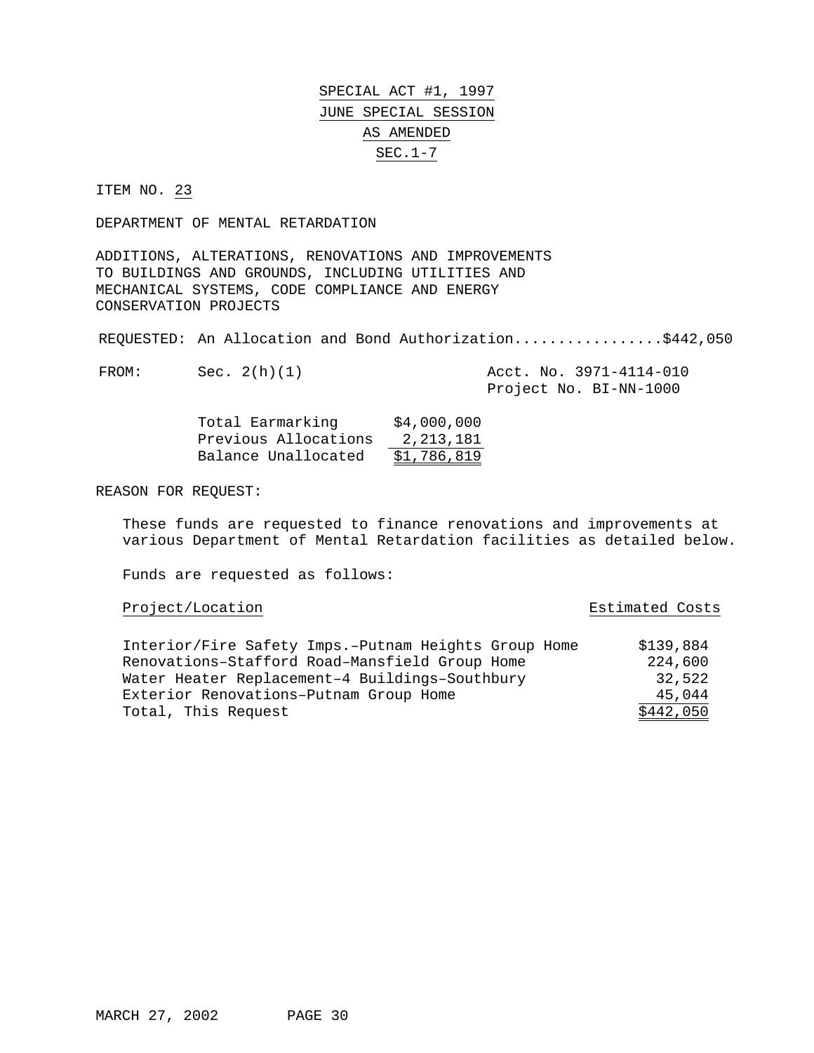# SPECIAL ACT #1, 1997
## JUNE SPECIAL SESSION
## AS AMENDED
## SEC.1-7

ITEM NO. 23

DEPARTMENT OF MENTAL RETARDATION

ADDITIONS, ALTERATIONS, RENOVATIONS AND IMPROVEMENTS TO BUILDINGS AND GROUNDS, INCLUDING UTILITIES AND MECHANICAL SYSTEMS, CODE COMPLIANCE AND ENERGY CONSERVATION PROJECTS

REQUESTED: An Allocation and Bond Authorization.................$442,050

FROM: Sec. 2(h)(1) — Acct. No. 3971-4114-010, Project No. BI-NN-1000

| | |
|---|---:|
| Total Earmarking | $4,000,000 |
| Previous Allocations | 2,213,181 |
| Balance Unallocated | $1,786,819 |

REASON FOR REQUEST:

These funds are requested to finance renovations and improvements at various Department of Mental Retardation facilities as detailed below.

Funds are requested as follows:

| Project/Location | Estimated Costs |
|---|---:|
| Interior/Fire Safety Imps.–Putnam Heights Group Home | $139,884 |
| Renovations–Stafford Road–Mansfield Group Home | 224,600 |
| Water Heater Replacement–4 Buildings–Southbury | 32,522 |
| Exterior Renovations–Putnam Group Home | 45,044 |
| Total, This Request | $442,050 |

MARCH 27, 2002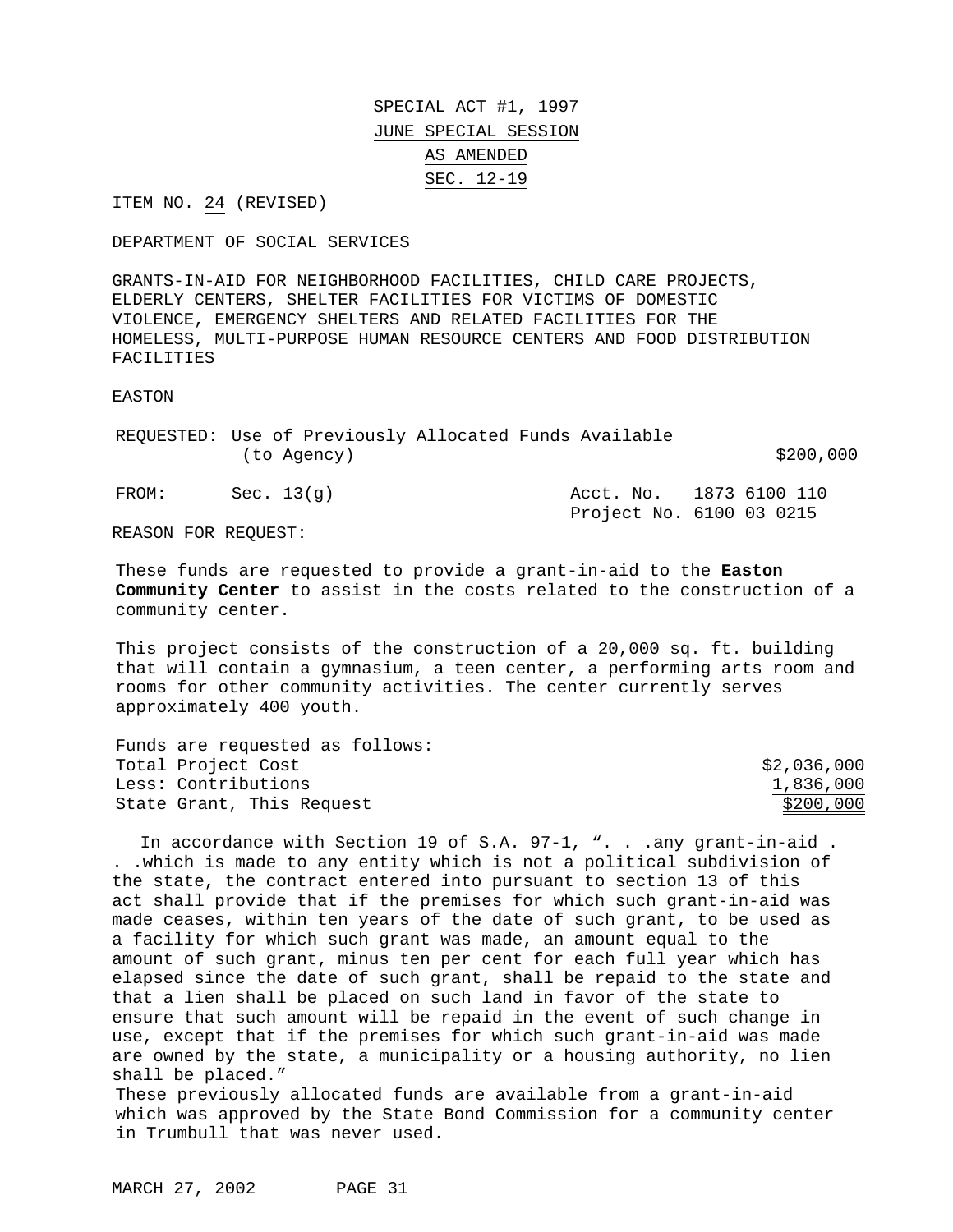SPECIAL ACT #1, 1997
JUNE SPECIAL SESSION
AS AMENDED
SEC. 12-19

ITEM NO. 24 (REVISED)

DEPARTMENT OF SOCIAL SERVICES

GRANTS-IN-AID FOR NEIGHBORHOOD FACILITIES, CHILD CARE PROJECTS, ELDERLY CENTERS, SHELTER FACILITIES FOR VICTIMS OF DOMESTIC VIOLENCE, EMERGENCY SHELTERS AND RELATED FACILITIES FOR THE HOMELESS, MULTI-PURPOSE HUMAN RESOURCE CENTERS AND FOOD DISTRIBUTION FACILITIES

EASTON

REQUESTED: Use of Previously Allocated Funds Available (to Agency) $200,000

FROM: Sec. 13(g) Acct. No. 1873 6100 110
Project No. 6100 03 0215

REASON FOR REQUEST:

These funds are requested to provide a grant-in-aid to the **Easton Community Center** to assist in the costs related to the construction of a community center.

This project consists of the construction of a 20,000 sq. ft. building that will contain a gymnasium, a teen center, a performing arts room and rooms for other community activities. The center currently serves approximately 400 youth.

Funds are requested as follows:

| | |
|---|---|
| Total Project Cost | $2,036,000 |
| Less: Contributions | 1,836,000 |
| State Grant, This Request | $200,000 |

In accordance with Section 19 of S.A. 97-1, ". . .any grant-in-aid . . .which is made to any entity which is not a political subdivision of the state, the contract entered into pursuant to section 13 of this act shall provide that if the premises for which such grant-in-aid was made ceases, within ten years of the date of such grant, to be used as a facility for which such grant was made, an amount equal to the amount of such grant, minus ten per cent for each full year which has elapsed since the date of such grant, shall be repaid to the state and that a lien shall be placed on such land in favor of the state to ensure that such amount will be repaid in the event of such change in use, except that if the premises for which such grant-in-aid was made are owned by the state, a municipality or a housing authority, no lien shall be placed."

These previously allocated funds are available from a grant-in-aid which was approved by the State Bond Commission for a community center in Trumbull that was never used.

MARCH 27, 2002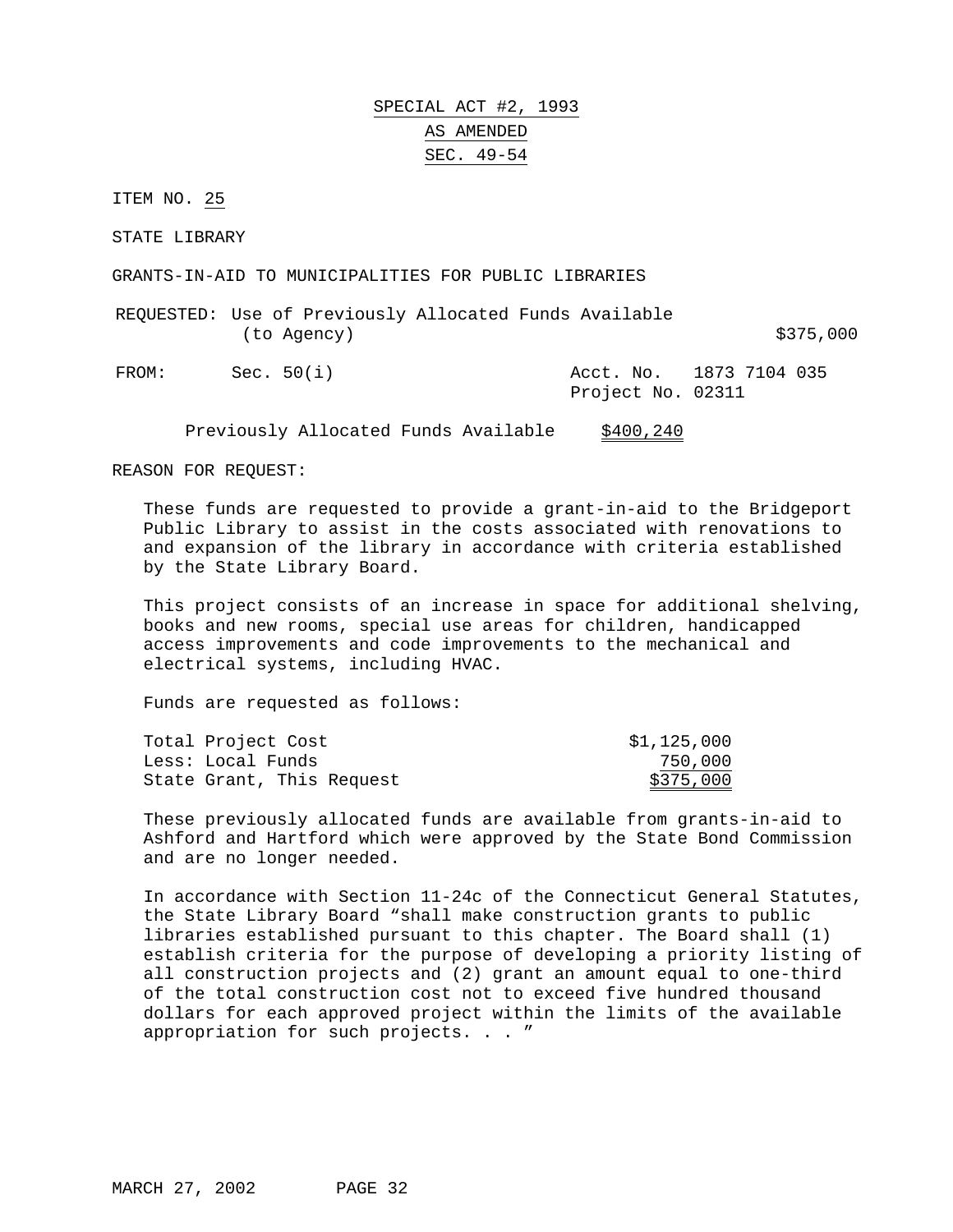# SPECIAL ACT #2, 1993
## AS AMENDED
## SEC. 49-54

ITEM NO. 25

STATE LIBRARY

GRANTS-IN-AID TO MUNICIPALITIES FOR PUBLIC LIBRARIES

REQUESTED: Use of Previously Allocated Funds Available (to Agency) $375,000

FROM: Sec. 50(i) Acct. No. 1873 7104 035
Project No. 02311

Previously Allocated Funds Available $400,240

REASON FOR REQUEST:

These funds are requested to provide a grant-in-aid to the Bridgeport Public Library to assist in the costs associated with renovations to and expansion of the library in accordance with criteria established by the State Library Board.

This project consists of an increase in space for additional shelving, books and new rooms, special use areas for children, handicapped access improvements and code improvements to the mechanical and electrical systems, including HVAC.

Funds are requested as follows:

| | |
|---|---|
| Total Project Cost | $1,125,000 |
| Less: Local Funds | 750,000 |
| State Grant, This Request | $375,000 |

These previously allocated funds are available from grants-in-aid to Ashford and Hartford which were approved by the State Bond Commission and are no longer needed.

In accordance with Section 11-24c of the Connecticut General Statutes, the State Library Board "shall make construction grants to public libraries established pursuant to this chapter. The Board shall (1) establish criteria for the purpose of developing a priority listing of all construction projects and (2) grant an amount equal to one-third of the total construction cost not to exceed five hundred thousand dollars for each approved project within the limits of the available appropriation for such projects. . . "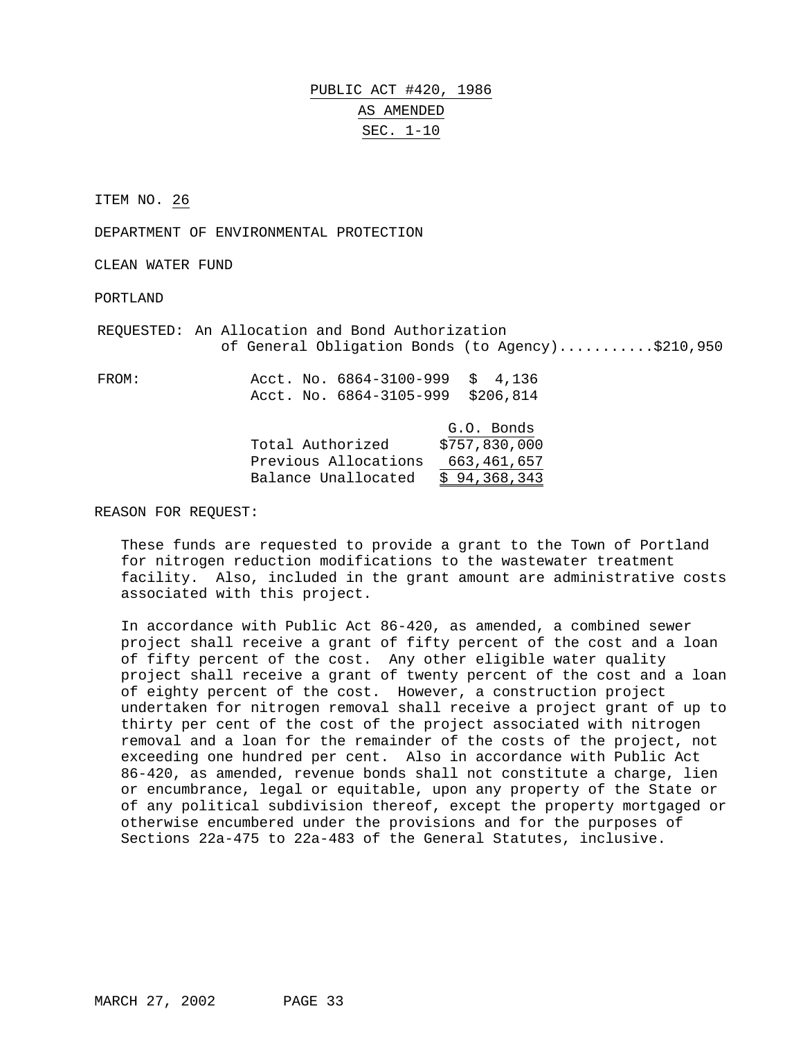PUBLIC ACT #420, 1986

AS AMENDED

SEC. 1-10

ITEM NO. 26

DEPARTMENT OF ENVIRONMENTAL PROTECTION

CLEAN WATER FUND

PORTLAND

REQUESTED: An Allocation and Bond Authorization of General Obligation Bonds (to Agency)...........$210,950

FROM: Acct. No. 6864-3100-999 $ 4,136
Acct. No. 6864-3105-999 $206,814

| | G.O. Bonds |
|---|---|
| Total Authorized | $757,830,000 |
| Previous Allocations | 663,461,657 |
| Balance Unallocated | $ 94,368,343 |

REASON FOR REQUEST:

These funds are requested to provide a grant to the Town of Portland for nitrogen reduction modifications to the wastewater treatment facility. Also, included in the grant amount are administrative costs associated with this project.

In accordance with Public Act 86-420, as amended, a combined sewer project shall receive a grant of fifty percent of the cost and a loan of fifty percent of the cost. Any other eligible water quality project shall receive a grant of twenty percent of the cost and a loan of eighty percent of the cost. However, a construction project undertaken for nitrogen removal shall receive a project grant of up to thirty per cent of the cost of the project associated with nitrogen removal and a loan for the remainder of the costs of the project, not exceeding one hundred per cent. Also in accordance with Public Act 86-420, as amended, revenue bonds shall not constitute a charge, lien or encumbrance, legal or equitable, upon any property of the State or of any political subdivision thereof, except the property mortgaged or otherwise encumbered under the provisions and for the purposes of Sections 22a-475 to 22a-483 of the General Statutes, inclusive.

MARCH 27, 2002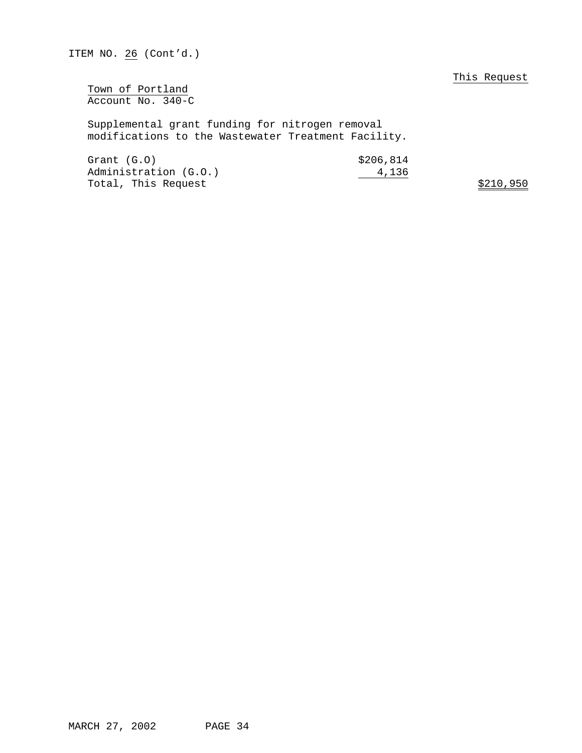ITEM NO. 26 (Cont'd.)

| | | This Request |
|---|---|---|
| **Town of Portland** | | |
| Account No. 340-C | | |
| Supplemental grant funding for nitrogen removal modifications to the Wastewater Treatment Facility. | | |
| Grant (G.O) | $206,814 | |
| Administration (G.O.) | 4,136 | |
| Total, This Request | | $210,950 |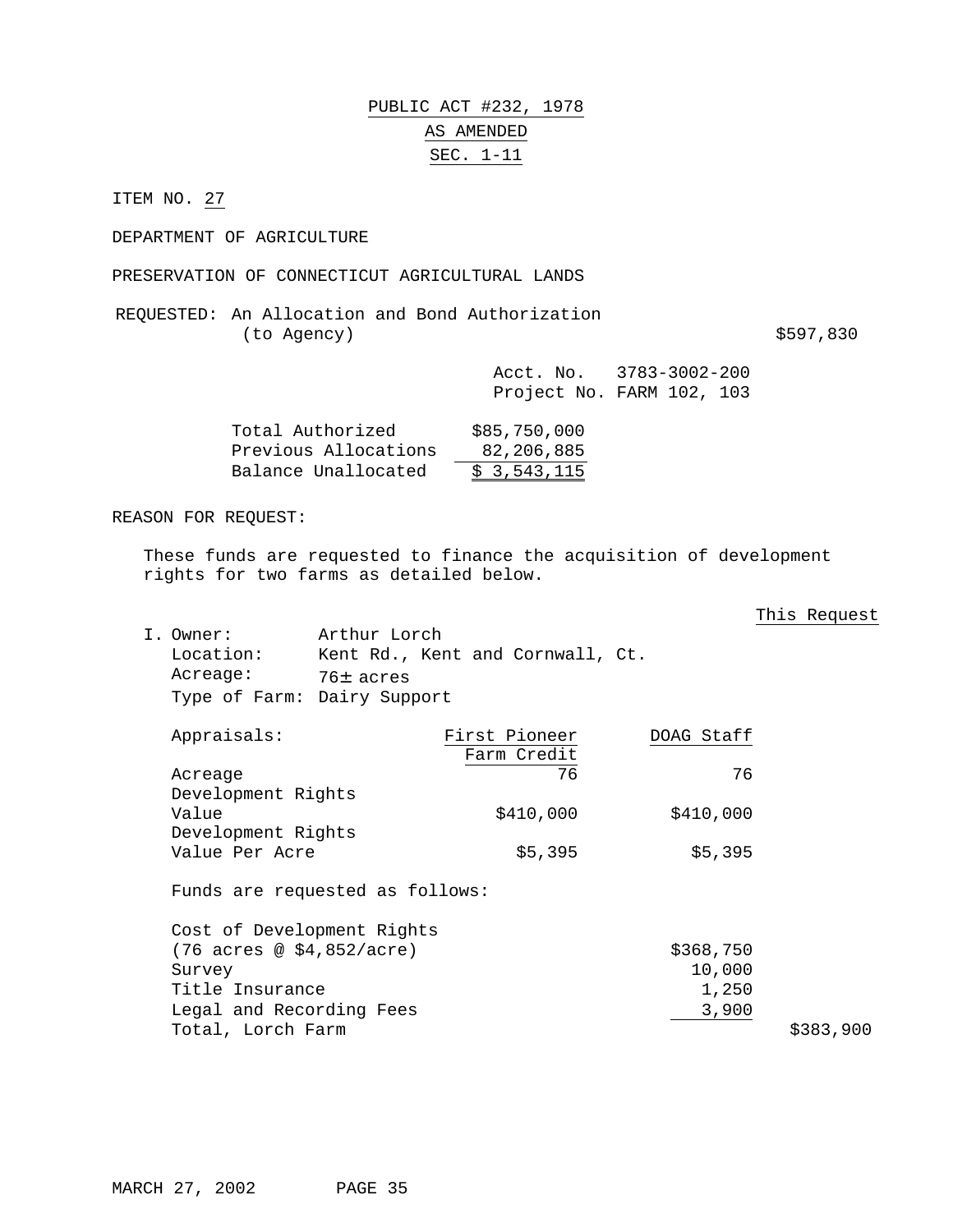PUBLIC ACT #232, 1978

AS AMENDED

SEC. 1-11

ITEM NO. 27

DEPARTMENT OF AGRICULTURE

PRESERVATION OF CONNECTICUT AGRICULTURAL LANDS

REQUESTED: An Allocation and Bond Authorization (to Agency) $597,830

Acct. No. 3783-3002-200
Project No. FARM 102, 103

| | |
|---|---|
| Total Authorized | $85,750,000 |
| Previous Allocations | 82,206,885 |
| Balance Unallocated | $ 3,543,115 |

REASON FOR REQUEST:

These funds are requested to finance the acquisition of development rights for two farms as detailed below.

This Request

I. Owner: Arthur Lorch
Location: Kent Rd., Kent and Cornwall, Ct.
Acreage: 76± acres
Type of Farm: Dairy Support

| Appraisals: | First Pioneer Farm Credit | DOAG Staff |
|---|---|---|
| Acreage | 76 | 76 |
| Development Rights Value | $410,000 | $410,000 |
| Development Rights Value Per Acre | $5,395 | $5,395 |

Funds are requested as follows:

| | | This Request |
|---|---|---|
| Cost of Development Rights (76 acres @ $4,852/acre) | $368,750 | |
| Survey | 10,000 | |
| Title Insurance | 1,250 | |
| Legal and Recording Fees | 3,900 | |
| Total, Lorch Farm | | $383,900 |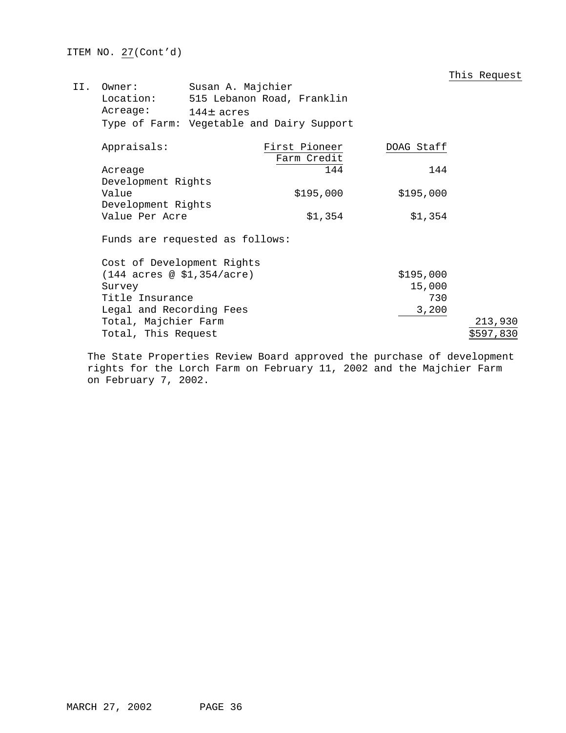ITEM NO. 27(Cont'd)

This Request

II. Owner: Susan A. Majchier
Location: 515 Lebanon Road, Franklin
Acreage: 144± acres
Type of Farm: Vegetable and Dairy Support

| Appraisals: | First Pioneer Farm Credit | DOAG Staff |
|---|---|---|
| Acreage | 144 | 144 |
| Development Rights Value | $195,000 | $195,000 |
| Development Rights Value Per Acre | $1,354 | $1,354 |

Funds are requested as follows:

| | | This Request |
|---|---|---|
| Cost of Development Rights (144 acres @ $1,354/acre) | $195,000 | |
| Survey | 15,000 | |
| Title Insurance | 730 | |
| Legal and Recording Fees | 3,200 | |
| Total, Majchier Farm | | 213,930 |
| Total, This Request | | $597,830 |

The State Properties Review Board approved the purchase of development rights for the Lorch Farm on February 11, 2002 and the Majchier Farm on February 7, 2002.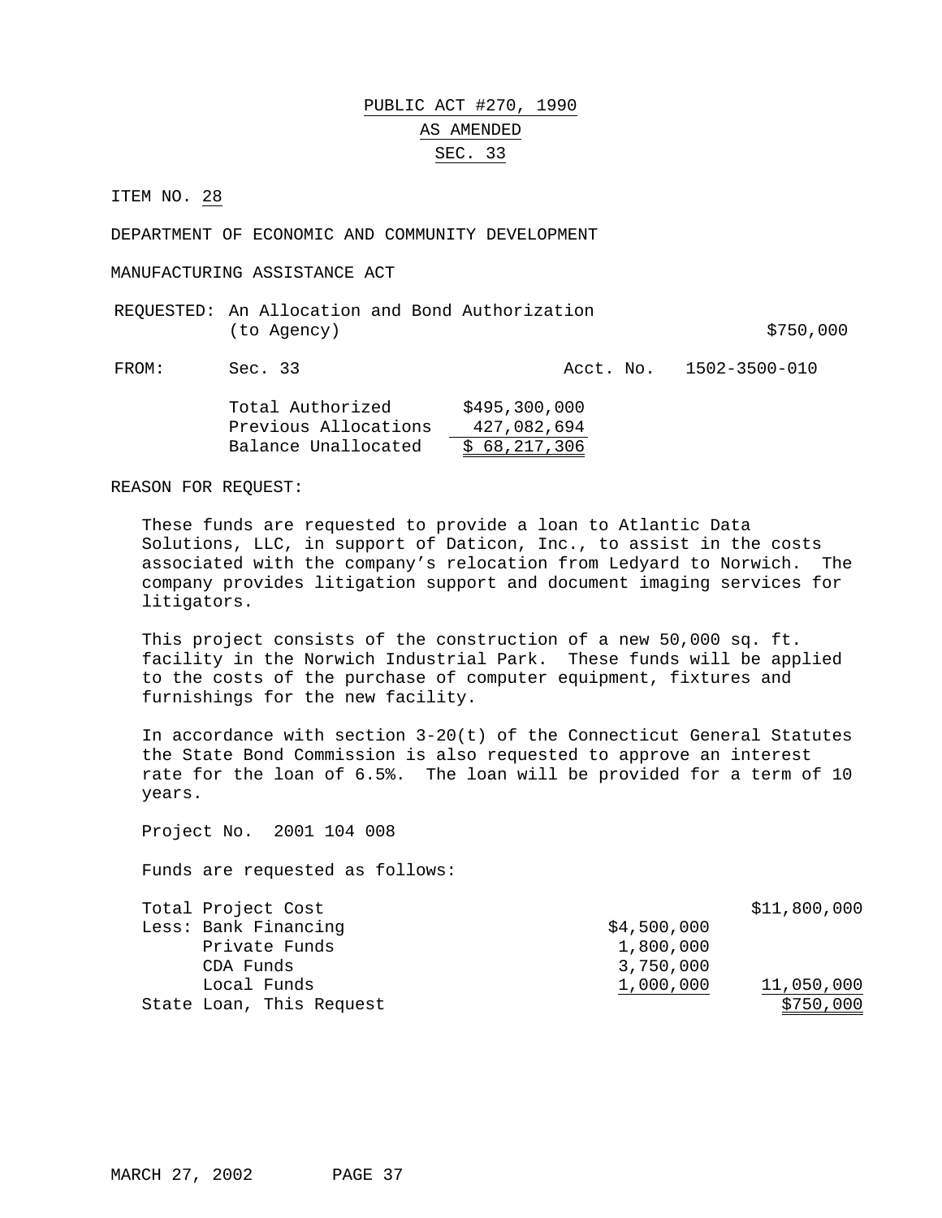PUBLIC ACT #270, 1990

AS AMENDED

SEC. 33

ITEM NO. 28

DEPARTMENT OF ECONOMIC AND COMMUNITY DEVELOPMENT

MANUFACTURING ASSISTANCE ACT

| REQUESTED: | An Allocation and Bond Authorization (to Agency) | | $750,000 |
|---|---|---|---|
| FROM: | Sec. 33 | Acct. No. | 1502-3500-010 |

| | |
|---|---|
| Total Authorized | $495,300,000 |
| Previous Allocations | 427,082,694 |
| Balance Unallocated | $ 68,217,306 |

REASON FOR REQUEST:

These funds are requested to provide a loan to Atlantic Data Solutions, LLC, in support of Daticon, Inc., to assist in the costs associated with the company's relocation from Ledyard to Norwich. The company provides litigation support and document imaging services for litigators.

This project consists of the construction of a new 50,000 sq. ft. facility in the Norwich Industrial Park. These funds will be applied to the costs of the purchase of computer equipment, fixtures and furnishings for the new facility.

In accordance with section 3-20(t) of the Connecticut General Statutes the State Bond Commission is also requested to approve an interest rate for the loan of 6.5%. The loan will be provided for a term of 10 years.

Project No. 2001 104 008

Funds are requested as follows:

| | | |
|---|---|---|
| Total Project Cost | | $11,800,000 |
| Less: Bank Financing | $4,500,000 | |
| Private Funds | 1,800,000 | |
| CDA Funds | 3,750,000 | |
| Local Funds | 1,000,000 | 11,050,000 |
| State Loan, This Request | | $750,000 |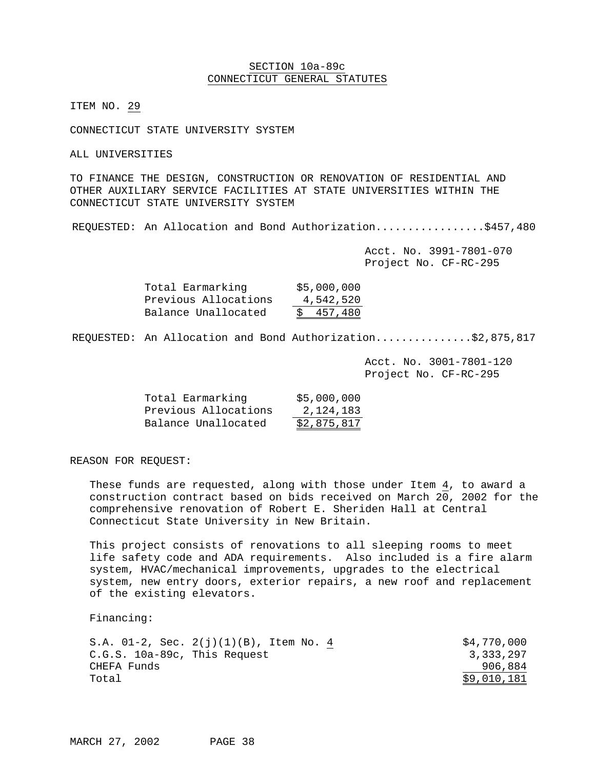SECTION 10a-89c
CONNECTICUT GENERAL STATUTES

ITEM NO. 29

CONNECTICUT STATE UNIVERSITY SYSTEM

ALL UNIVERSITIES

TO FINANCE THE DESIGN, CONSTRUCTION OR RENOVATION OF RESIDENTIAL AND OTHER AUXILIARY SERVICE FACILITIES AT STATE UNIVERSITIES WITHIN THE CONNECTICUT STATE UNIVERSITY SYSTEM

REQUESTED: An Allocation and Bond Authorization.................$457,480

Acct. No. 3991-7801-070
Project No. CF-RC-295

| | |
|---|---|
| Total Earmarking | $5,000,000 |
| Previous Allocations | 4,542,520 |
| Balance Unallocated | $ 457,480 |

REQUESTED: An Allocation and Bond Authorization..............$2,875,817

Acct. No. 3001-7801-120
Project No. CF-RC-295

| | |
|---|---|
| Total Earmarking | $5,000,000 |
| Previous Allocations | 2,124,183 |
| Balance Unallocated | $2,875,817 |

REASON FOR REQUEST:

These funds are requested, along with those under Item 4, to award a construction contract based on bids received on March 20, 2002 for the comprehensive renovation of Robert E. Sheriden Hall at Central Connecticut State University in New Britain.

This project consists of renovations to all sleeping rooms to meet life safety code and ADA requirements. Also included is a fire alarm system, HVAC/mechanical improvements, upgrades to the electrical system, new entry doors, exterior repairs, a new roof and replacement of the existing elevators.

Financing:

| | |
|---|---|
| S.A. 01-2, Sec. 2(j)(1)(B), Item No. 4 | $4,770,000 |
| C.G.S. 10a-89c, This Request | 3,333,297 |
| CHEFA Funds | 906,884 |
| Total | $9,010,181 |

MARCH 27, 2002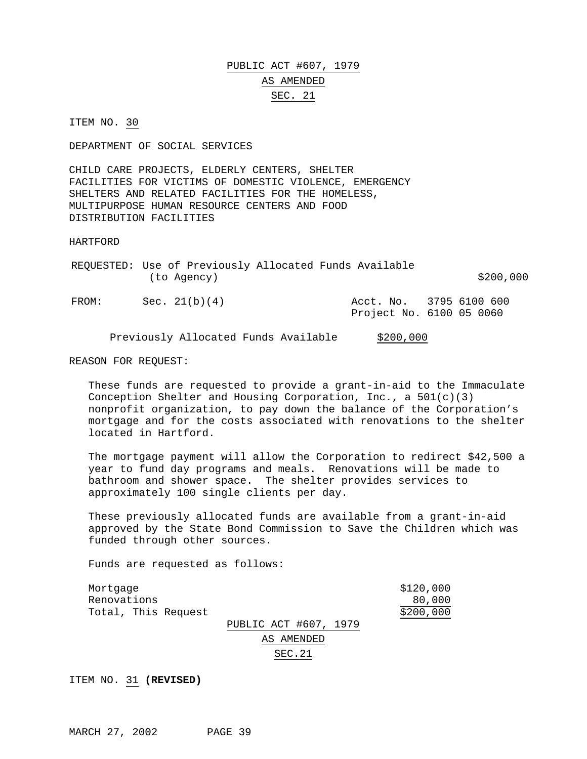PUBLIC ACT #607, 1979

AS AMENDED

SEC. 21

ITEM NO. 30

DEPARTMENT OF SOCIAL SERVICES

CHILD CARE PROJECTS, ELDERLY CENTERS, SHELTER FACILITIES FOR VICTIMS OF DOMESTIC VIOLENCE, EMERGENCY SHELTERS AND RELATED FACILITIES FOR THE HOMELESS, MULTIPURPOSE HUMAN RESOURCE CENTERS AND FOOD DISTRIBUTION FACILITIES

HARTFORD

REQUESTED: Use of Previously Allocated Funds Available (to Agency) $200,000

FROM: Sec. 21(b)(4) Acct. No. 3795 6100 600
Project No. 6100 05 0060

Previously Allocated Funds Available $200,000

REASON FOR REQUEST:

These funds are requested to provide a grant-in-aid to the Immaculate Conception Shelter and Housing Corporation, Inc., a 501(c)(3) nonprofit organization, to pay down the balance of the Corporation's mortgage and for the costs associated with renovations to the shelter located in Hartford.

The mortgage payment will allow the Corporation to redirect $42,500 a year to fund day programs and meals. Renovations will be made to bathroom and shower space. The shelter provides services to approximately 100 single clients per day.

These previously allocated funds are available from a grant-in-aid approved by the State Bond Commission to Save the Children which was funded through other sources.

Funds are requested as follows:

| | |
|---|---|
| Mortgage | $120,000 |
| Renovations | 80,000 |
| Total, This Request | $200,000 |

PUBLIC ACT #607, 1979

AS AMENDED

SEC.21

ITEM NO. 31 **(REVISED)**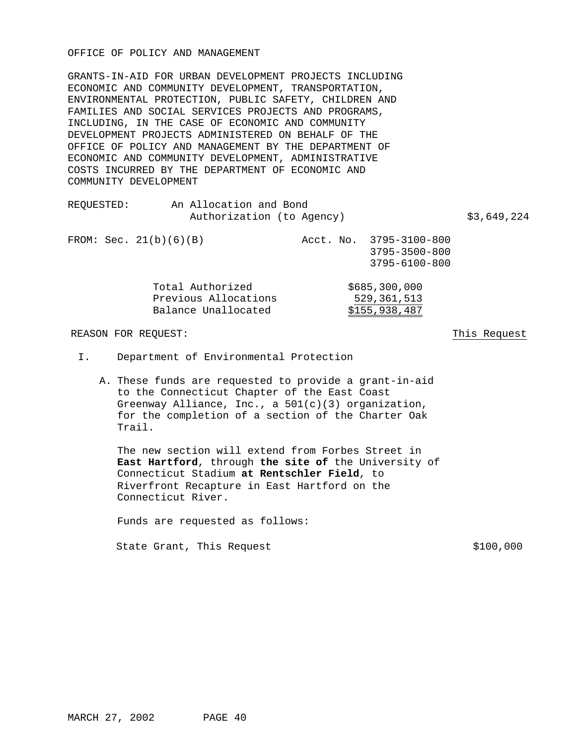OFFICE OF POLICY AND MANAGEMENT

GRANTS-IN-AID FOR URBAN DEVELOPMENT PROJECTS INCLUDING ECONOMIC AND COMMUNITY DEVELOPMENT, TRANSPORTATION, ENVIRONMENTAL PROTECTION, PUBLIC SAFETY, CHILDREN AND FAMILIES AND SOCIAL SERVICES PROJECTS AND PROGRAMS, INCLUDING, IN THE CASE OF ECONOMIC AND COMMUNITY DEVELOPMENT PROJECTS ADMINISTERED ON BEHALF OF THE OFFICE OF POLICY AND MANAGEMENT BY THE DEPARTMENT OF ECONOMIC AND COMMUNITY DEVELOPMENT, ADMINISTRATIVE COSTS INCURRED BY THE DEPARTMENT OF ECONOMIC AND COMMUNITY DEVELOPMENT

REQUESTED: An Allocation and Bond Authorization (to Agency) $3,649,224

FROM: Sec. 21(b)(6)(B) Acct. No. 3795-3100-800
3795-3500-800
3795-6100-800

| | |
|---|---|
| Total Authorized | $685,300,000 |
| Previous Allocations | 529,361,513 |
| Balance Unallocated | $155,938,487 |

REASON FOR REQUEST: This Request

I. Department of Environmental Protection

A. These funds are requested to provide a grant-in-aid to the Connecticut Chapter of the East Coast Greenway Alliance, Inc., a 501(c)(3) organization, for the completion of a section of the Charter Oak Trail.

The new section will extend from Forbes Street in **East Hartford**, through **the site of** the University of Connecticut Stadium **at Rentschler Field**, to Riverfront Recapture in East Hartford on the Connecticut River.

Funds are requested as follows:

State Grant, This Request $100,000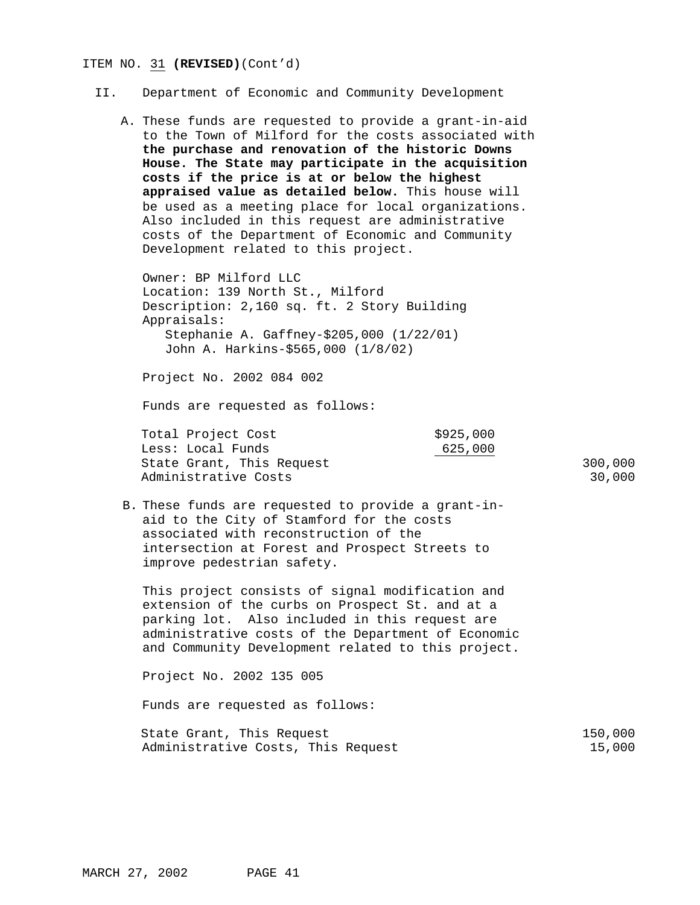ITEM NO. 31 **(REVISED)**(Cont'd)

II. Department of Economic and Community Development

A. These funds are requested to provide a grant-in-aid to the Town of Milford for the costs associated with **the purchase and renovation of the historic Downs House. The State may participate in the acquisition costs if the price is at or below the highest appraised value as detailed below.** This house will be used as a meeting place for local organizations. Also included in this request are administrative costs of the Department of Economic and Community Development related to this project.

Owner: BP Milford LLC
Location: 139 North St., Milford
Description: 2,160 sq. ft. 2 Story Building
Appraisals:
Stephanie A. Gaffney-$205,000 (1/22/01)
John A. Harkins-$565,000 (1/8/02)

Project No. 2002 084 002

Funds are requested as follows:

| | | |
|---|---|---|
| Total Project Cost | $925,000 | |
| Less: Local Funds | 625,000 | |
| State Grant, This Request | | 300,000 |
| Administrative Costs | | 30,000 |

B. These funds are requested to provide a grant-in-aid to the City of Stamford for the costs associated with reconstruction of the intersection at Forest and Prospect Streets to improve pedestrian safety.

This project consists of signal modification and extension of the curbs on Prospect St. and at a parking lot. Also included in this request are administrative costs of the Department of Economic and Community Development related to this project.

Project No. 2002 135 005

Funds are requested as follows:

| | |
|---|---|
| State Grant, This Request | 150,000 |
| Administrative Costs, This Request | 15,000 |

MARCH 27, 2002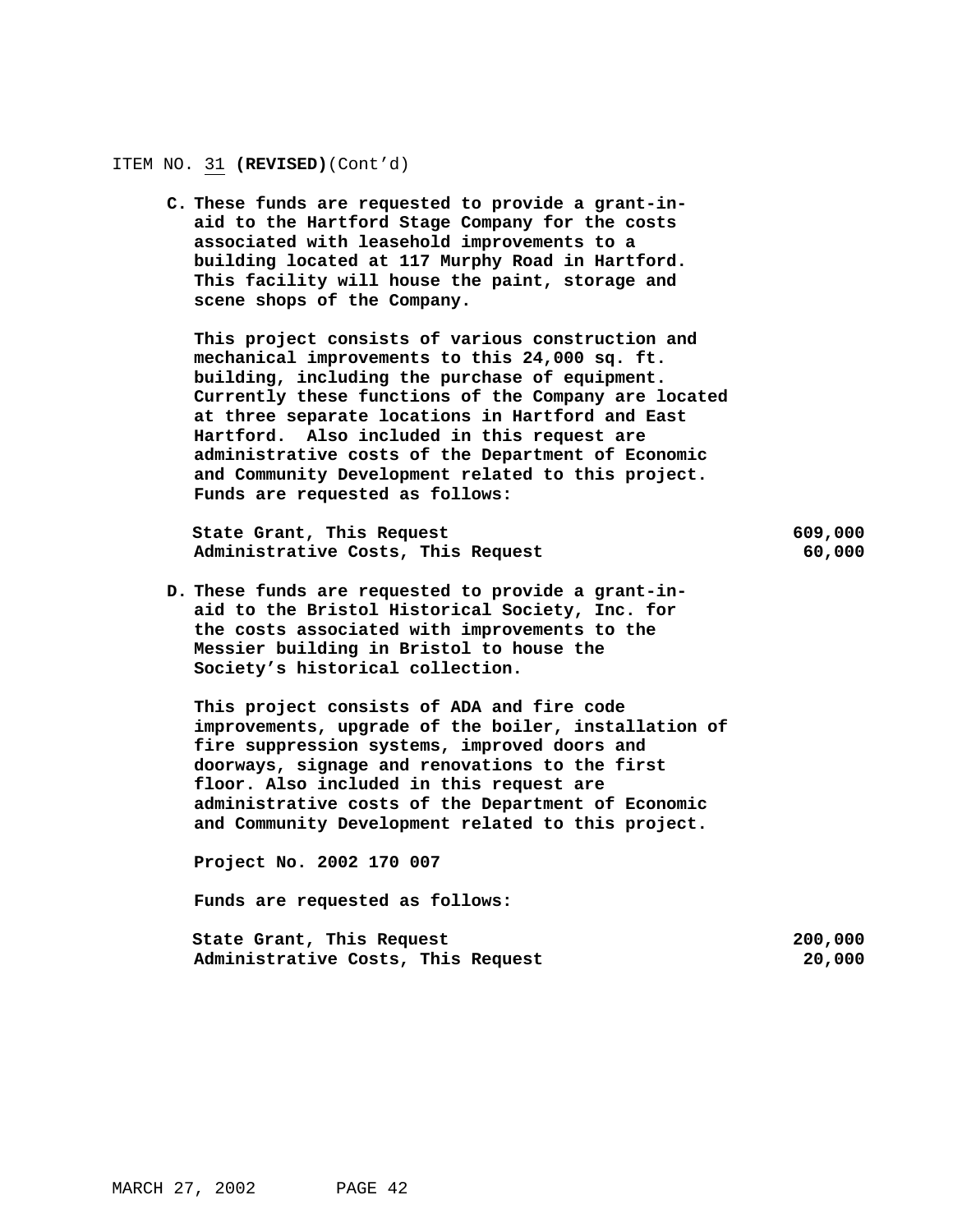ITEM NO. 31 **(REVISED)**(Cont'd)

**C. These funds are requested to provide a grant-in-aid to the Hartford Stage Company for the costs associated with leasehold improvements to a building located at 117 Murphy Road in Hartford. This facility will house the paint, storage and scene shops of the Company.**

**This project consists of various construction and mechanical improvements to this 24,000 sq. ft. building, including the purchase of equipment. Currently these functions of the Company are located at three separate locations in Hartford and East Hartford. Also included in this request are administrative costs of the Department of Economic and Community Development related to this project. Funds are requested as follows:**

| | |
|---|---:|
| **State Grant, This Request** | **609,000** |
| **Administrative Costs, This Request** | **60,000** |

**D. These funds are requested to provide a grant-in-aid to the Bristol Historical Society, Inc. for the costs associated with improvements to the Messier building in Bristol to house the Society's historical collection.**

**This project consists of ADA and fire code improvements, upgrade of the boiler, installation of fire suppression systems, improved doors and doorways, signage and renovations to the first floor. Also included in this request are administrative costs of the Department of Economic and Community Development related to this project.**

**Project No. 2002 170 007**

**Funds are requested as follows:**

| | |
|---|---:|
| **State Grant, This Request** | **200,000** |
| **Administrative Costs, This Request** | **20,000** |

MARCH 27, 2002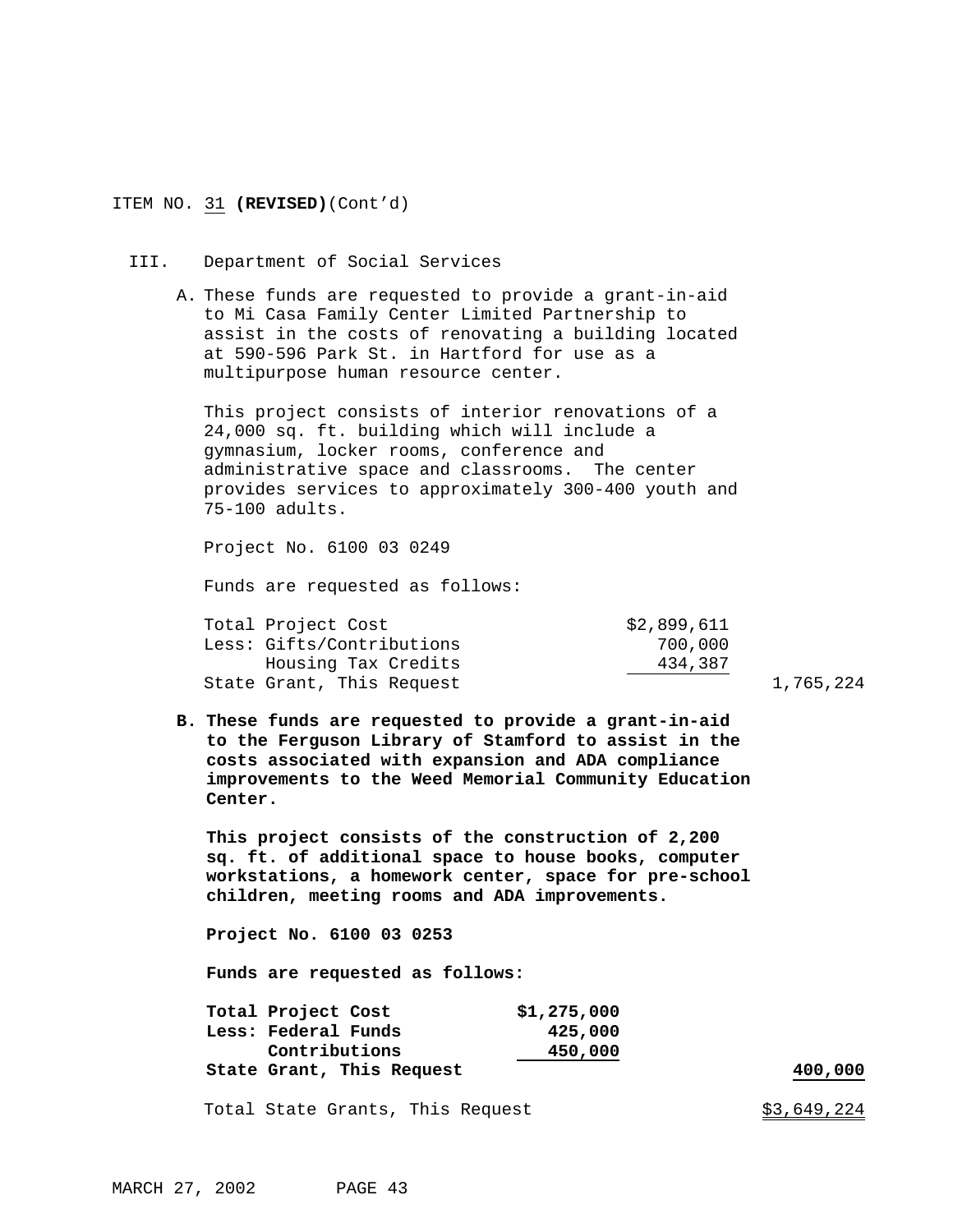ITEM NO. 31 **(REVISED)**(Cont'd)

III. Department of Social Services

A. These funds are requested to provide a grant-in-aid to Mi Casa Family Center Limited Partnership to assist in the costs of renovating a building located at 590-596 Park St. in Hartford for use as a multipurpose human resource center.

This project consists of interior renovations of a 24,000 sq. ft. building which will include a gymnasium, locker rooms, conference and administrative space and classrooms. The center provides services to approximately 300-400 youth and 75-100 adults.

Project No. 6100 03 0249

Funds are requested as follows:

| | | |
|---|---|---|
| Total Project Cost | $2,899,611 | |
| Less: Gifts/Contributions | 700,000 | |
| Housing Tax Credits | 434,387 | |
| State Grant, This Request | | 1,765,224 |

**B. These funds are requested to provide a grant-in-aid to the Ferguson Library of Stamford to assist in the costs associated with expansion and ADA compliance improvements to the Weed Memorial Community Education Center.**

**This project consists of the construction of 2,200 sq. ft. of additional space to house books, computer workstations, a homework center, space for pre-school children, meeting rooms and ADA improvements.**

**Project No. 6100 03 0253**

**Funds are requested as follows:**

| | | |
|---|---|---|
| **Total Project Cost** | **$1,275,000** | |
| **Less: Federal Funds** | **425,000** | |
| **Contributions** | **450,000** | |
| **State Grant, This Request** | | **400,000** |

Total State Grants, This Request $3,649,224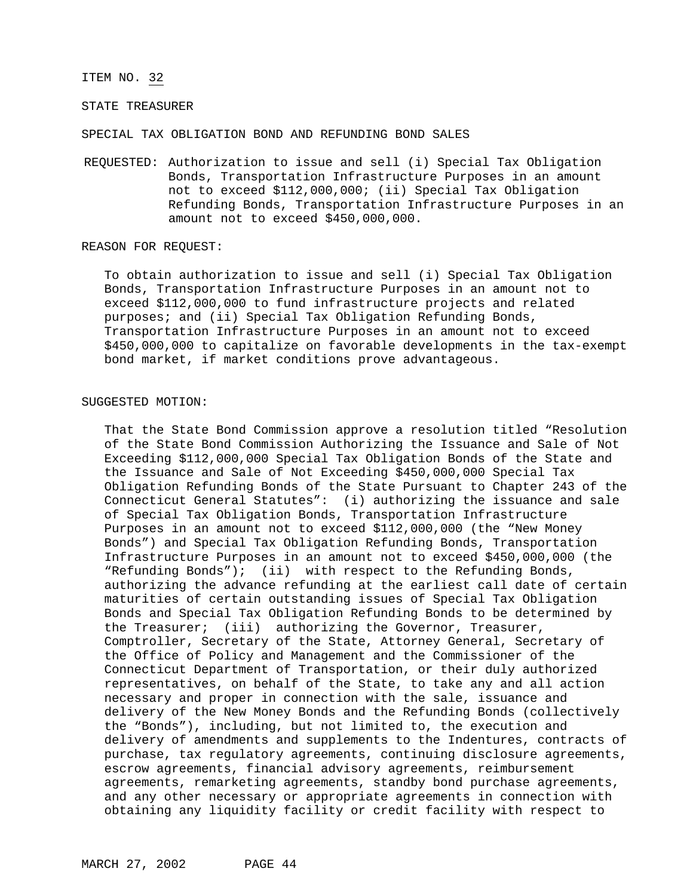ITEM NO. 32

STATE TREASURER

SPECIAL TAX OBLIGATION BOND AND REFUNDING BOND SALES

REQUESTED: Authorization to issue and sell (i) Special Tax Obligation Bonds, Transportation Infrastructure Purposes in an amount not to exceed $112,000,000; (ii) Special Tax Obligation Refunding Bonds, Transportation Infrastructure Purposes in an amount not to exceed $450,000,000.

REASON FOR REQUEST:

To obtain authorization to issue and sell (i) Special Tax Obligation Bonds, Transportation Infrastructure Purposes in an amount not to exceed $112,000,000 to fund infrastructure projects and related purposes; and (ii) Special Tax Obligation Refunding Bonds, Transportation Infrastructure Purposes in an amount not to exceed $450,000,000 to capitalize on favorable developments in the tax-exempt bond market, if market conditions prove advantageous.

SUGGESTED MOTION:

That the State Bond Commission approve a resolution titled "Resolution of the State Bond Commission Authorizing the Issuance and Sale of Not Exceeding $112,000,000 Special Tax Obligation Bonds of the State and the Issuance and Sale of Not Exceeding $450,000,000 Special Tax Obligation Refunding Bonds of the State Pursuant to Chapter 243 of the Connecticut General Statutes": (i) authorizing the issuance and sale of Special Tax Obligation Bonds, Transportation Infrastructure Purposes in an amount not to exceed $112,000,000 (the "New Money Bonds") and Special Tax Obligation Refunding Bonds, Transportation Infrastructure Purposes in an amount not to exceed $450,000,000 (the "Refunding Bonds"); (ii) with respect to the Refunding Bonds, authorizing the advance refunding at the earliest call date of certain maturities of certain outstanding issues of Special Tax Obligation Bonds and Special Tax Obligation Refunding Bonds to be determined by the Treasurer; (iii) authorizing the Governor, Treasurer, Comptroller, Secretary of the State, Attorney General, Secretary of the Office of Policy and Management and the Commissioner of the Connecticut Department of Transportation, or their duly authorized representatives, on behalf of the State, to take any and all action necessary and proper in connection with the sale, issuance and delivery of the New Money Bonds and the Refunding Bonds (collectively the "Bonds"), including, but not limited to, the execution and delivery of amendments and supplements to the Indentures, contracts of purchase, tax regulatory agreements, continuing disclosure agreements, escrow agreements, financial advisory agreements, reimbursement agreements, remarketing agreements, standby bond purchase agreements, and any other necessary or appropriate agreements in connection with obtaining any liquidity facility or credit facility with respect to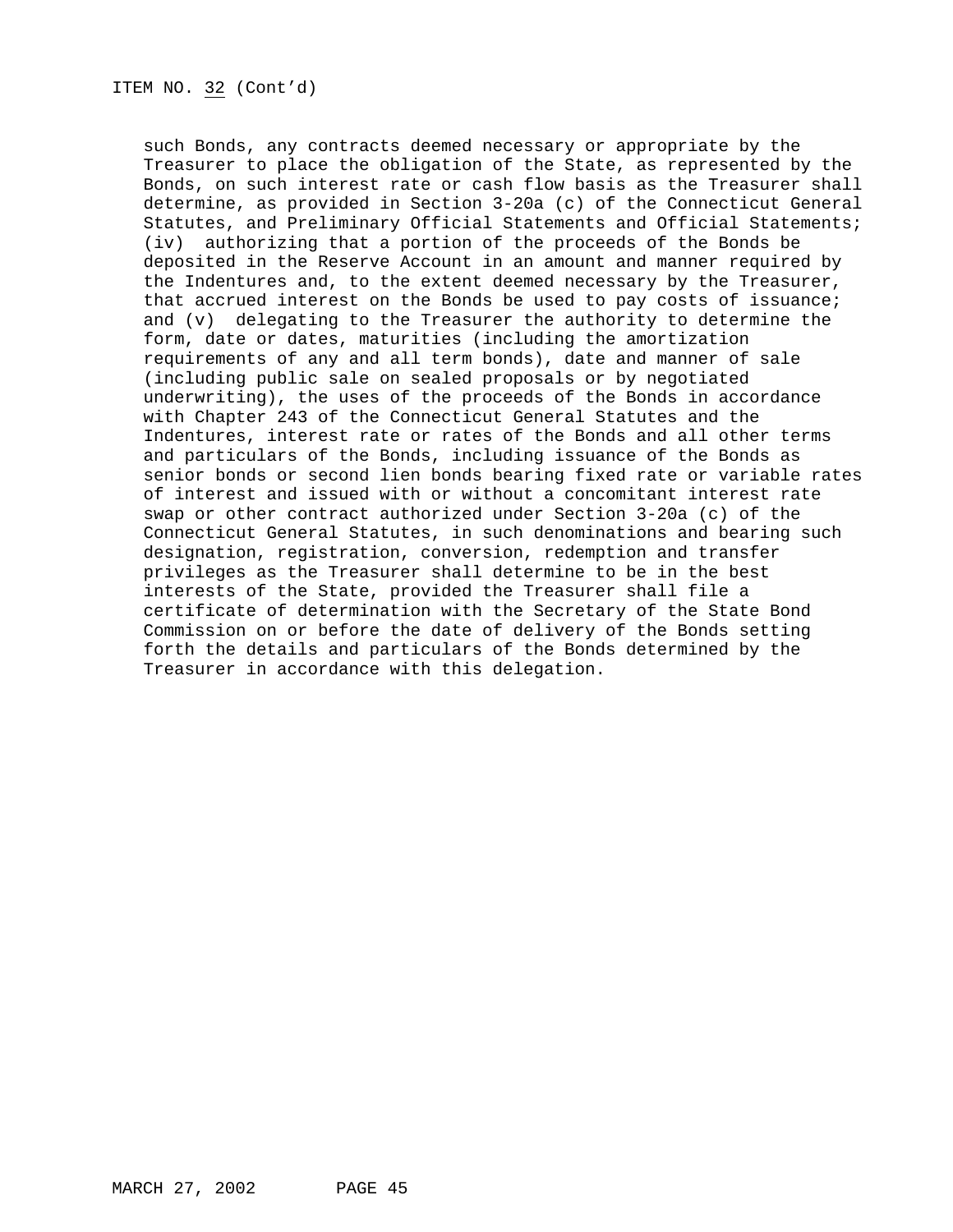ITEM NO. 32 (Cont'd)

such Bonds, any contracts deemed necessary or appropriate by the Treasurer to place the obligation of the State, as represented by the Bonds, on such interest rate or cash flow basis as the Treasurer shall determine, as provided in Section 3-20a (c) of the Connecticut General Statutes, and Preliminary Official Statements and Official Statements; (iv) authorizing that a portion of the proceeds of the Bonds be deposited in the Reserve Account in an amount and manner required by the Indentures and, to the extent deemed necessary by the Treasurer, that accrued interest on the Bonds be used to pay costs of issuance; and (v) delegating to the Treasurer the authority to determine the form, date or dates, maturities (including the amortization requirements of any and all term bonds), date and manner of sale (including public sale on sealed proposals or by negotiated underwriting), the uses of the proceeds of the Bonds in accordance with Chapter 243 of the Connecticut General Statutes and the Indentures, interest rate or rates of the Bonds and all other terms and particulars of the Bonds, including issuance of the Bonds as senior bonds or second lien bonds bearing fixed rate or variable rates of interest and issued with or without a concomitant interest rate swap or other contract authorized under Section 3-20a (c) of the Connecticut General Statutes, in such denominations and bearing such designation, registration, conversion, redemption and transfer privileges as the Treasurer shall determine to be in the best interests of the State, provided the Treasurer shall file a certificate of determination with the Secretary of the State Bond Commission on or before the date of delivery of the Bonds setting forth the details and particulars of the Bonds determined by the Treasurer in accordance with this delegation.

MARCH 27, 2002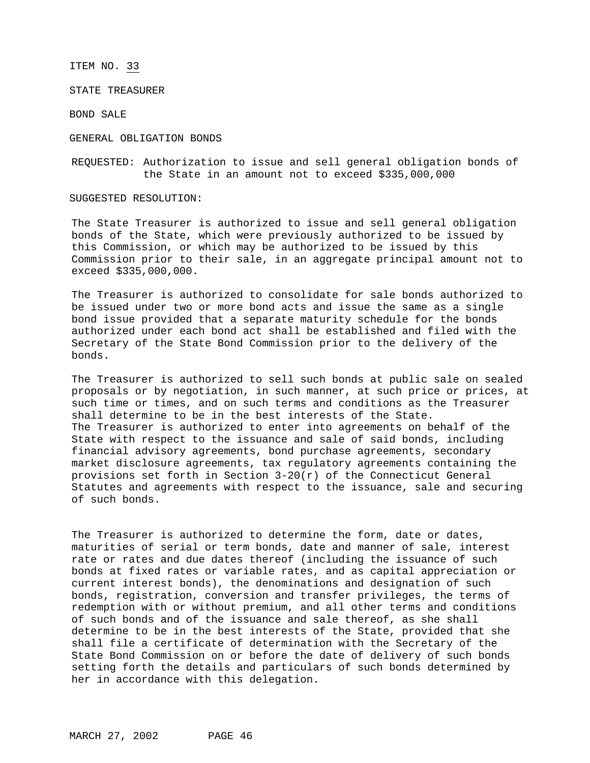ITEM NO. 33

STATE TREASURER

BOND SALE

GENERAL OBLIGATION BONDS

REQUESTED: Authorization to issue and sell general obligation bonds of the State in an amount not to exceed $335,000,000

SUGGESTED RESOLUTION:

The State Treasurer is authorized to issue and sell general obligation bonds of the State, which were previously authorized to be issued by this Commission, or which may be authorized to be issued by this Commission prior to their sale, in an aggregate principal amount not to exceed $335,000,000.

The Treasurer is authorized to consolidate for sale bonds authorized to be issued under two or more bond acts and issue the same as a single bond issue provided that a separate maturity schedule for the bonds authorized under each bond act shall be established and filed with the Secretary of the State Bond Commission prior to the delivery of the bonds.

The Treasurer is authorized to sell such bonds at public sale on sealed proposals or by negotiation, in such manner, at such price or prices, at such time or times, and on such terms and conditions as the Treasurer shall determine to be in the best interests of the State.
The Treasurer is authorized to enter into agreements on behalf of the State with respect to the issuance and sale of said bonds, including financial advisory agreements, bond purchase agreements, secondary market disclosure agreements, tax regulatory agreements containing the provisions set forth in Section 3-20(r) of the Connecticut General Statutes and agreements with respect to the issuance, sale and securing of such bonds.

The Treasurer is authorized to determine the form, date or dates, maturities of serial or term bonds, date and manner of sale, interest rate or rates and due dates thereof (including the issuance of such bonds at fixed rates or variable rates, and as capital appreciation or current interest bonds), the denominations and designation of such bonds, registration, conversion and transfer privileges, the terms of redemption with or without premium, and all other terms and conditions of such bonds and of the issuance and sale thereof, as she shall determine to be in the best interests of the State, provided that she shall file a certificate of determination with the Secretary of the State Bond Commission on or before the date of delivery of such bonds setting forth the details and particulars of such bonds determined by her in accordance with this delegation.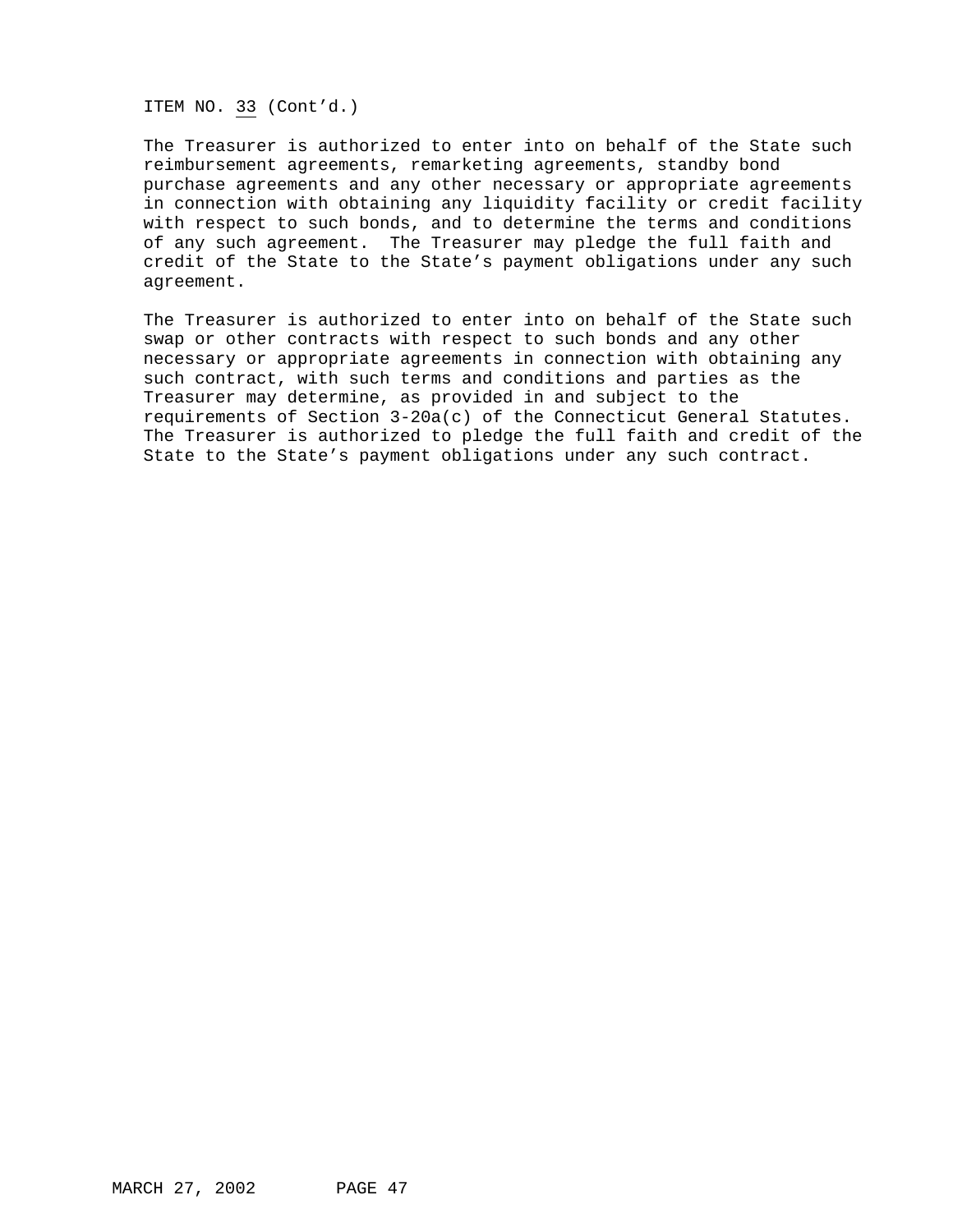ITEM NO. 33 (Cont'd.)

The Treasurer is authorized to enter into on behalf of the State such reimbursement agreements, remarketing agreements, standby bond purchase agreements and any other necessary or appropriate agreements in connection with obtaining any liquidity facility or credit facility with respect to such bonds, and to determine the terms and conditions of any such agreement. The Treasurer may pledge the full faith and credit of the State to the State's payment obligations under any such agreement.

The Treasurer is authorized to enter into on behalf of the State such swap or other contracts with respect to such bonds and any other necessary or appropriate agreements in connection with obtaining any such contract, with such terms and conditions and parties as the Treasurer may determine, as provided in and subject to the requirements of Section 3-20a(c) of the Connecticut General Statutes. The Treasurer is authorized to pledge the full faith and credit of the State to the State's payment obligations under any such contract.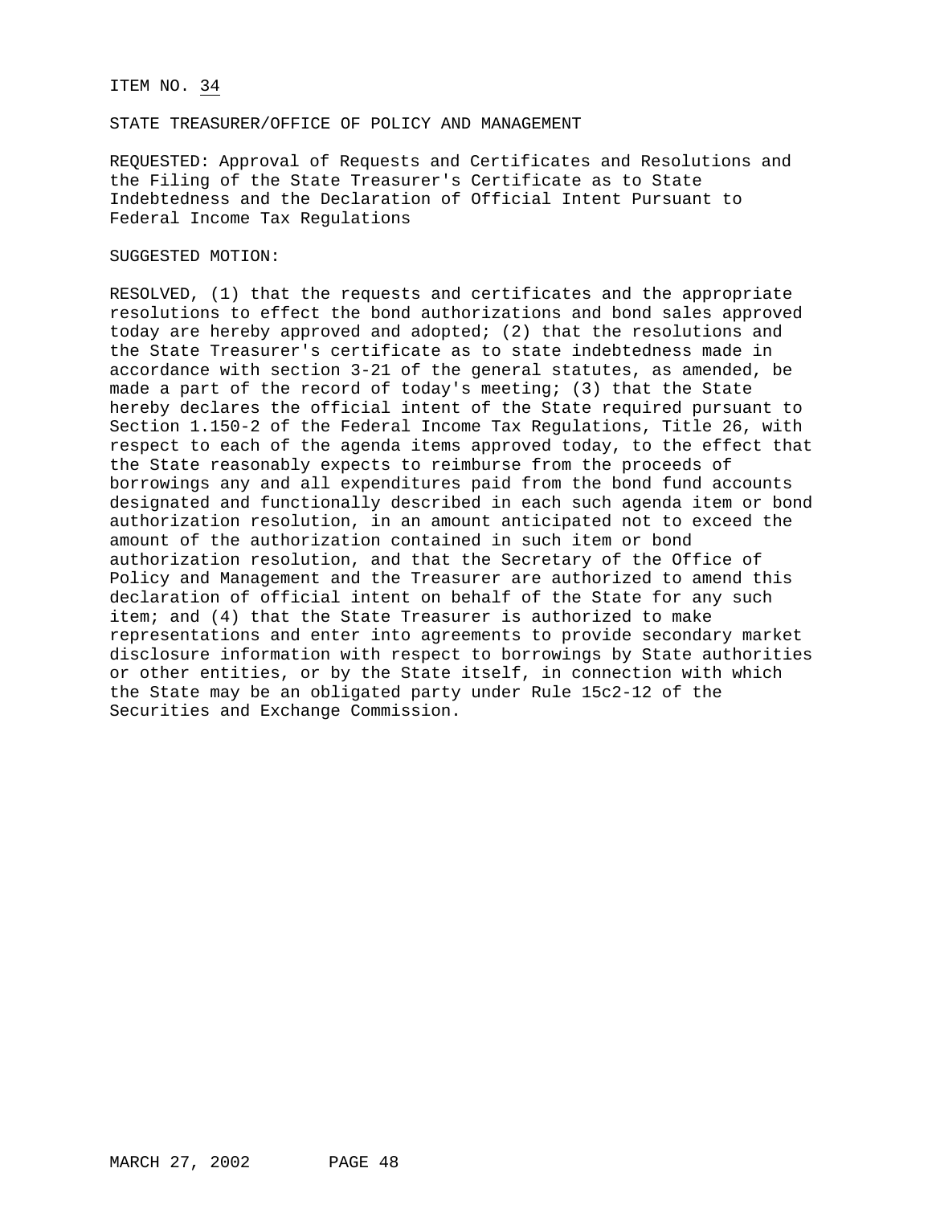ITEM NO. 34

STATE TREASURER/OFFICE OF POLICY AND MANAGEMENT

REQUESTED: Approval of Requests and Certificates and Resolutions and the Filing of the State Treasurer's Certificate as to State Indebtedness and the Declaration of Official Intent Pursuant to Federal Income Tax Regulations

SUGGESTED MOTION:

RESOLVED, (1) that the requests and certificates and the appropriate resolutions to effect the bond authorizations and bond sales approved today are hereby approved and adopted; (2) that the resolutions and the State Treasurer's certificate as to state indebtedness made in accordance with section 3-21 of the general statutes, as amended, be made a part of the record of today's meeting; (3) that the State hereby declares the official intent of the State required pursuant to Section 1.150-2 of the Federal Income Tax Regulations, Title 26, with respect to each of the agenda items approved today, to the effect that the State reasonably expects to reimburse from the proceeds of borrowings any and all expenditures paid from the bond fund accounts designated and functionally described in each such agenda item or bond authorization resolution, in an amount anticipated not to exceed the amount of the authorization contained in such item or bond authorization resolution, and that the Secretary of the Office of Policy and Management and the Treasurer are authorized to amend this declaration of official intent on behalf of the State for any such item; and (4) that the State Treasurer is authorized to make representations and enter into agreements to provide secondary market disclosure information with respect to borrowings by State authorities or other entities, or by the State itself, in connection with which the State may be an obligated party under Rule 15c2-12 of the Securities and Exchange Commission.